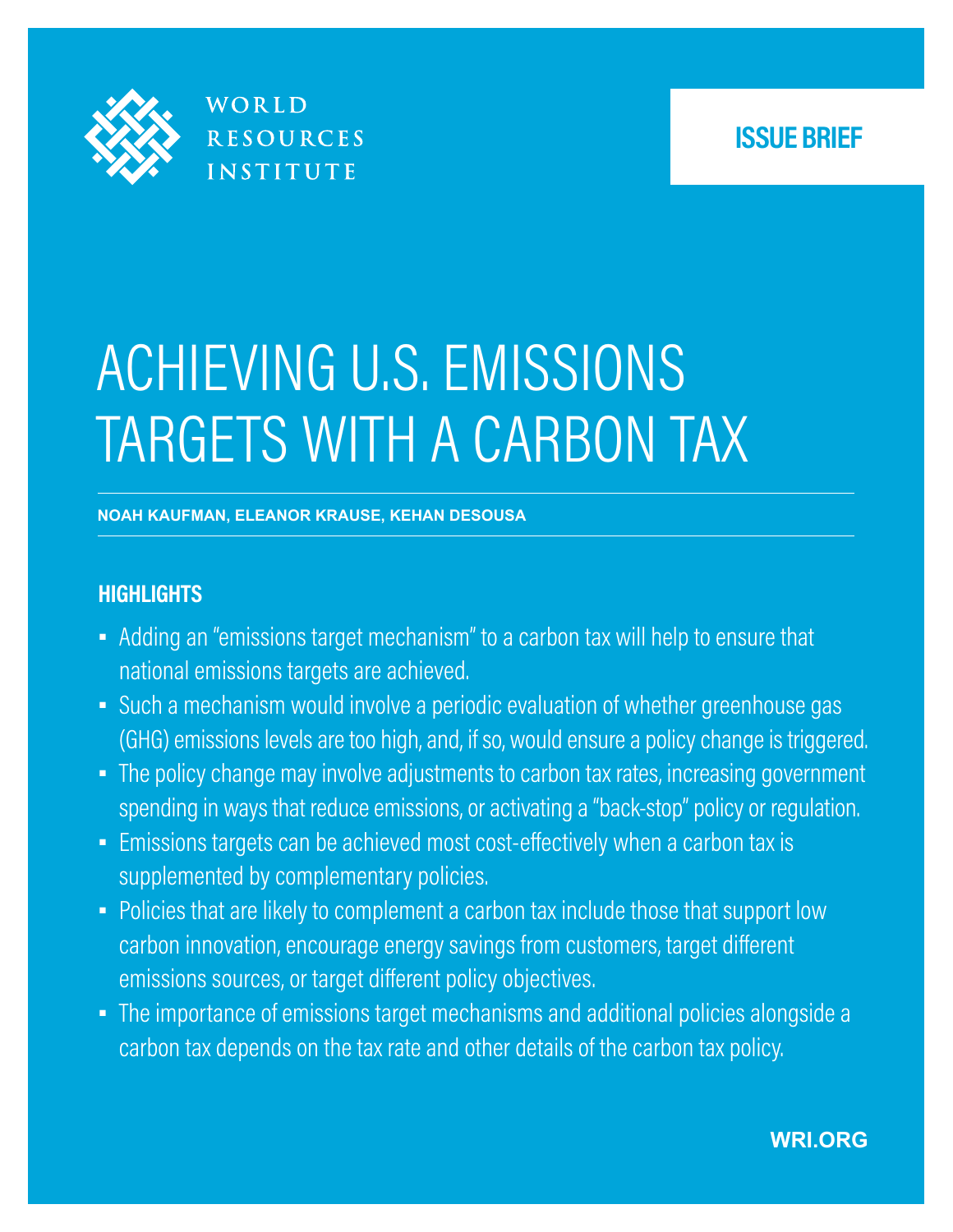WORLD RESOURCES INSTITUTE

ISSUE BRIEF

# ACHIEVING U.S. EMISSIONS TARGETS WITH A CARBON TAX

**NOAH KAUFMAN, ELEANOR KRAUSE, KEHAN DESOUSA**

## HIGHLIGHTS

- Adding an "emissions target mechanism" to a carbon tax will help to ensure that national emissions targets are achieved.
- Such a mechanism would involve a periodic evaluation of whether greenhouse gas (GHG) emissions levels are too high, and, if so, would ensure a policy change is triggered.
- The policy change may involve adjustments to carbon tax rates, increasing government spending in ways that reduce emissions, or activating a "back-stop" policy or regulation.
- Emissions targets can be achieved most cost-effectively when a carbon tax is supplemented by complementary policies.
- Policies that are likely to complement a carbon tax include those that support low carbon innovation, encourage energy savings from customers, target different emissions sources, or target different policy objectives.
- The importance of emissions target mechanisms and additional policies alongside a carbon tax depends on the tax rate and other details of the carbon tax policy.

WRI.ORG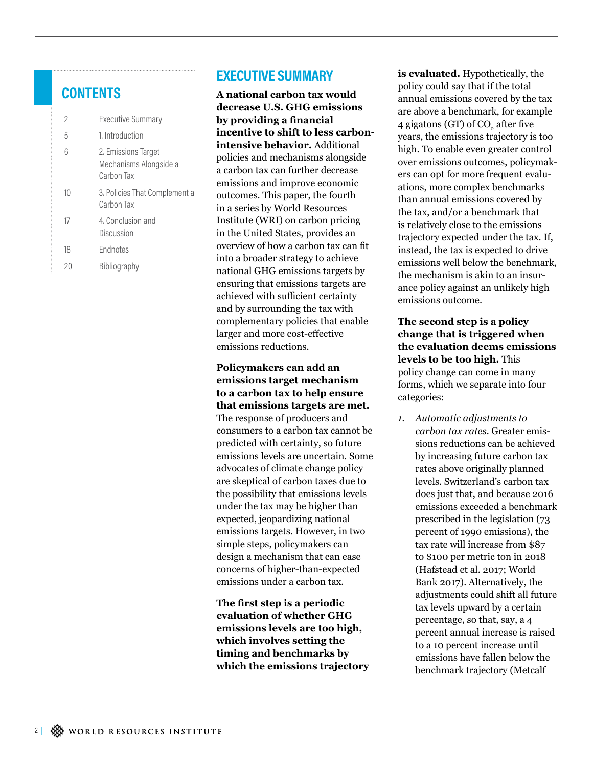## CONTENTS

| | |
|---|---|
| 2 | Executive Summary |
| 5 | 1. Introduction |
| 6 | 2. Emissions Target Mechanisms Alongside a Carbon Tax |
| 10 | 3. Policies That Complement a Carbon Tax |
| 17 | 4. Conclusion and Discussion |
| 18 | Endnotes |
| 20 | Bibliography |

## EXECUTIVE SUMMARY

**A national carbon tax would decrease U.S. GHG emissions by providing a financial incentive to shift to less carbon-intensive behavior.** Additional policies and mechanisms alongside a carbon tax can further decrease emissions and improve economic outcomes. This paper, the fourth in a series by World Resources Institute (WRI) on carbon pricing in the United States, provides an overview of how a carbon tax can fit into a broader strategy to achieve national GHG emissions targets by ensuring that emissions targets are achieved with sufficient certainty and by surrounding the tax with complementary policies that enable larger and more cost-effective emissions reductions.

**Policymakers can add an emissions target mechanism to a carbon tax to help ensure that emissions targets are met.** The response of producers and consumers to a carbon tax cannot be predicted with certainty, so future emissions levels are uncertain. Some advocates of climate change policy are skeptical of carbon taxes due to the possibility that emissions levels under the tax may be higher than expected, jeopardizing national emissions targets. However, in two simple steps, policymakers can design a mechanism that can ease concerns of higher-than-expected emissions under a carbon tax.

**The first step is a periodic evaluation of whether GHG emissions levels are too high, which involves setting the timing and benchmarks by which the emissions trajectory is evaluated.** Hypothetically, the policy could say that if the total annual emissions covered by the tax are above a benchmark, for example 4 gigatons (GT) of $CO_2$ after five years, the emissions trajectory is too high. To enable even greater control over emissions outcomes, policymakers can opt for more frequent evaluations, more complex benchmarks than annual emissions covered by the tax, and/or a benchmark that is relatively close to the emissions trajectory expected under the tax. If, instead, the tax is expected to drive emissions well below the benchmark, the mechanism is akin to an insurance policy against an unlikely high emissions outcome.

**The second step is a policy change that is triggered when the evaluation deems emissions levels to be too high.** This policy change can come in many forms, which we separate into four categories:

1. *Automatic adjustments to carbon tax rates.* Greater emissions reductions can be achieved by increasing future carbon tax rates above originally planned levels. Switzerland's carbon tax does just that, and because 2016 emissions exceeded a benchmark prescribed in the legislation (73 percent of 1990 emissions), the tax rate will increase from $87 to $100 per metric ton in 2018 (Hafstead et al. 2017; World Bank 2017). Alternatively, the adjustments could shift all future tax levels upward by a certain percentage, so that, say, a 4 percent annual increase is raised to a 10 percent increase until emissions have fallen below the benchmark trajectory (Metcalf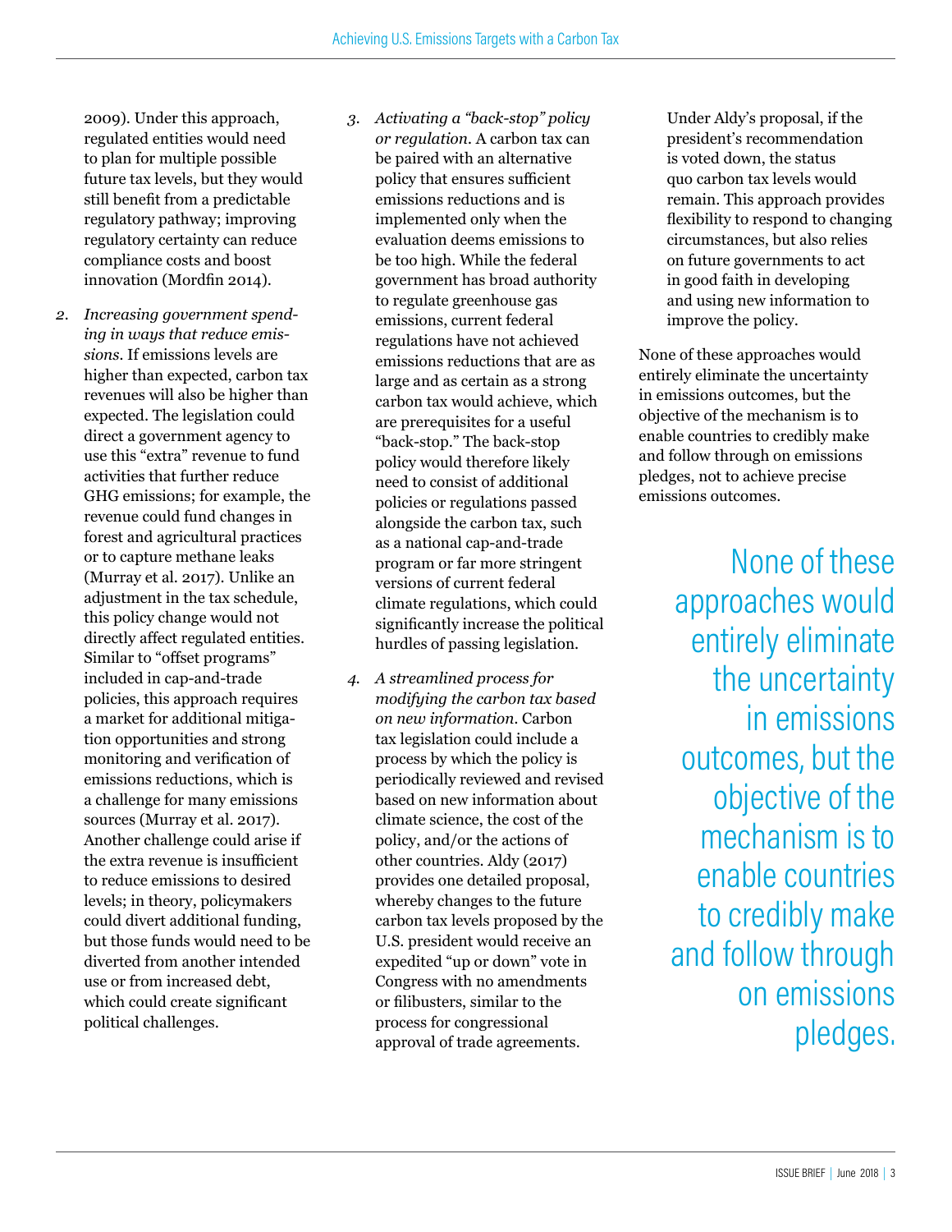2009). Under this approach, regulated entities would need to plan for multiple possible future tax levels, but they would still benefit from a predictable regulatory pathway; improving regulatory certainty can reduce compliance costs and boost innovation (Mordfin 2014).

2. *Increasing government spending in ways that reduce emissions.* If emissions levels are higher than expected, carbon tax revenues will also be higher than expected. The legislation could direct a government agency to use this "extra" revenue to fund activities that further reduce GHG emissions; for example, the revenue could fund changes in forest and agricultural practices or to capture methane leaks (Murray et al. 2017). Unlike an adjustment in the tax schedule, this policy change would not directly affect regulated entities. Similar to "offset programs" included in cap-and-trade policies, this approach requires a market for additional mitigation opportunities and strong monitoring and verification of emissions reductions, which is a challenge for many emissions sources (Murray et al. 2017). Another challenge could arise if the extra revenue is insufficient to reduce emissions to desired levels; in theory, policymakers could divert additional funding, but those funds would need to be diverted from another intended use or from increased debt, which could create significant political challenges.

3. *Activating a "back-stop" policy or regulation.* A carbon tax can be paired with an alternative policy that ensures sufficient emissions reductions and is implemented only when the evaluation deems emissions to be too high. While the federal government has broad authority to regulate greenhouse gas emissions, current federal regulations have not achieved emissions reductions that are as large and as certain as a strong carbon tax would achieve, which are prerequisites for a useful "back-stop." The back-stop policy would therefore likely need to consist of additional policies or regulations passed alongside the carbon tax, such as a national cap-and-trade program or far more stringent versions of current federal climate regulations, which could significantly increase the political hurdles of passing legislation.

4. *A streamlined process for modifying the carbon tax based on new information.* Carbon tax legislation could include a process by which the policy is periodically reviewed and revised based on new information about climate science, the cost of the policy, and/or the actions of other countries. Aldy (2017) provides one detailed proposal, whereby changes to the future carbon tax levels proposed by the U.S. president would receive an expedited "up or down" vote in Congress with no amendments or filibusters, similar to the process for congressional approval of trade agreements.

   Under Aldy's proposal, if the president's recommendation is voted down, the status quo carbon tax levels would remain. This approach provides flexibility to respond to changing circumstances, but also relies on future governments to act in good faith in developing and using new information to improve the policy.

None of these approaches would entirely eliminate the uncertainty in emissions outcomes, but the objective of the mechanism is to enable countries to credibly make and follow through on emissions pledges, not to achieve precise emissions outcomes.

> None of these approaches would entirely eliminate the uncertainty in emissions outcomes, but the objective of the mechanism is to enable countries to credibly make and follow through on emissions pledges.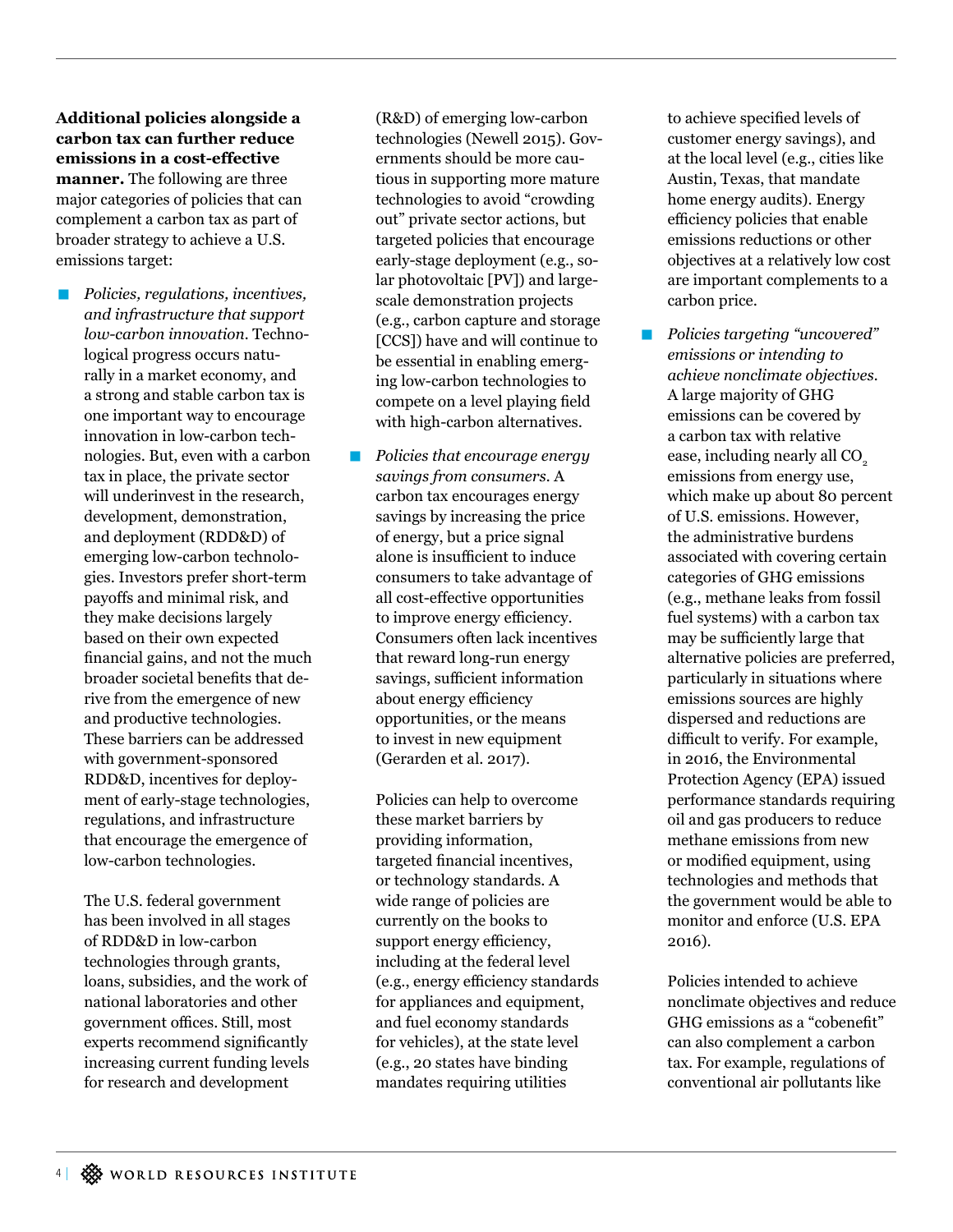**Additional policies alongside a carbon tax can further reduce emissions in a cost-effective manner.** The following are three major categories of policies that can complement a carbon tax as part of broader strategy to achieve a U.S. emissions target:

- *Policies, regulations, incentives, and infrastructure that support low-carbon innovation.* Technological progress occurs naturally in a market economy, and a strong and stable carbon tax is one important way to encourage innovation in low-carbon technologies. But, even with a carbon tax in place, the private sector will underinvest in the research, development, demonstration, and deployment (RDD&D) of emerging low-carbon technologies. Investors prefer short-term payoffs and minimal risk, and they make decisions largely based on their own expected financial gains, and not the much broader societal benefits that derive from the emergence of new and productive technologies. These barriers can be addressed with government-sponsored RDD&D, incentives for deployment of early-stage technologies, regulations, and infrastructure that encourage the emergence of low-carbon technologies.

  The U.S. federal government has been involved in all stages of RDD&D in low-carbon technologies through grants, loans, subsidies, and the work of national laboratories and other government offices. Still, most experts recommend significantly increasing current funding levels for research and development (R&D) of emerging low-carbon technologies (Newell 2015). Governments should be more cautious in supporting more mature technologies to avoid "crowding out" private sector actions, but targeted policies that encourage early-stage deployment (e.g., solar photovoltaic [PV]) and large-scale demonstration projects (e.g., carbon capture and storage [CCS]) have and will continue to be essential in enabling emerging low-carbon technologies to compete on a level playing field with high-carbon alternatives.

- *Policies that encourage energy savings from consumers.* A carbon tax encourages energy savings by increasing the price of energy, but a price signal alone is insufficient to induce consumers to take advantage of all cost-effective opportunities to improve energy efficiency. Consumers often lack incentives that reward long-run energy savings, sufficient information about energy efficiency opportunities, or the means to invest in new equipment (Gerarden et al. 2017).

  Policies can help to overcome these market barriers by providing information, targeted financial incentives, or technology standards. A wide range of policies are currently on the books to support energy efficiency, including at the federal level (e.g., energy efficiency standards for appliances and equipment, and fuel economy standards for vehicles), at the state level (e.g., 20 states have binding mandates requiring utilities to achieve specified levels of customer energy savings), and at the local level (e.g., cities like Austin, Texas, that mandate home energy audits). Energy efficiency policies that enable emissions reductions or other objectives at a relatively low cost are important complements to a carbon price.

- *Policies targeting "uncovered" emissions or intending to achieve nonclimate objectives.* A large majority of GHG emissions can be covered by a carbon tax with relative ease, including nearly all $CO_2$ emissions from energy use, which make up about 80 percent of U.S. emissions. However, the administrative burdens associated with covering certain categories of GHG emissions (e.g., methane leaks from fossil fuel systems) with a carbon tax may be sufficiently large that alternative policies are preferred, particularly in situations where emissions sources are highly dispersed and reductions are difficult to verify. For example, in 2016, the Environmental Protection Agency (EPA) issued performance standards requiring oil and gas producers to reduce methane emissions from new or modified equipment, using technologies and methods that the government would be able to monitor and enforce (U.S. EPA 2016).

  Policies intended to achieve nonclimate objectives and reduce GHG emissions as a "cobenefit" can also complement a carbon tax. For example, regulations of conventional air pollutants like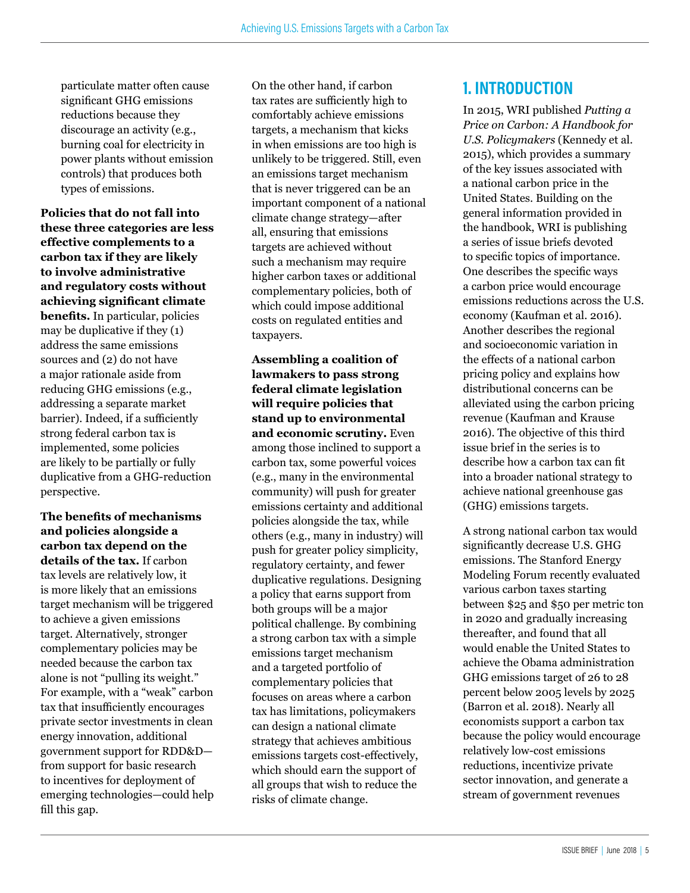particulate matter often cause significant GHG emissions reductions because they discourage an activity (e.g., burning coal for electricity in power plants without emission controls) that produces both types of emissions.

**Policies that do not fall into these three categories are less effective complements to a carbon tax if they are likely to involve administrative and regulatory costs without achieving significant climate benefits.** In particular, policies may be duplicative if they (1) address the same emissions sources and (2) do not have a major rationale aside from reducing GHG emissions (e.g., addressing a separate market barrier). Indeed, if a sufficiently strong federal carbon tax is implemented, some policies are likely to be partially or fully duplicative from a GHG-reduction perspective.

**The benefits of mechanisms and policies alongside a carbon tax depend on the details of the tax.** If carbon tax levels are relatively low, it is more likely that an emissions target mechanism will be triggered to achieve a given emissions target. Alternatively, stronger complementary policies may be needed because the carbon tax alone is not "pulling its weight." For example, with a "weak" carbon tax that insufficiently encourages private sector investments in clean energy innovation, additional government support for RDD&D—from support for basic research to incentives for deployment of emerging technologies—could help fill this gap.

On the other hand, if carbon tax rates are sufficiently high to comfortably achieve emissions targets, a mechanism that kicks in when emissions are too high is unlikely to be triggered. Still, even an emissions target mechanism that is never triggered can be an important component of a national climate change strategy—after all, ensuring that emissions targets are achieved without such a mechanism may require higher carbon taxes or additional complementary policies, both of which could impose additional costs on regulated entities and taxpayers.

**Assembling a coalition of lawmakers to pass strong federal climate legislation will require policies that stand up to environmental and economic scrutiny.** Even among those inclined to support a carbon tax, some powerful voices (e.g., many in the environmental community) will push for greater emissions certainty and additional policies alongside the tax, while others (e.g., many in industry) will push for greater policy simplicity, regulatory certainty, and fewer duplicative regulations. Designing a policy that earns support from both groups will be a major political challenge. By combining a strong carbon tax with a simple emissions target mechanism and a targeted portfolio of complementary policies that focuses on areas where a carbon tax has limitations, policymakers can design a national climate strategy that achieves ambitious emissions targets cost-effectively, which should earn the support of all groups that wish to reduce the risks of climate change.

## 1. INTRODUCTION

In 2015, WRI published *Putting a Price on Carbon: A Handbook for U.S. Policymakers* (Kennedy et al. 2015), which provides a summary of the key issues associated with a national carbon price in the United States. Building on the general information provided in the handbook, WRI is publishing a series of issue briefs devoted to specific topics of importance. One describes the specific ways a carbon price would encourage emissions reductions across the U.S. economy (Kaufman et al. 2016). Another describes the regional and socioeconomic variation in the effects of a national carbon pricing policy and explains how distributional concerns can be alleviated using the carbon pricing revenue (Kaufman and Krause 2016). The objective of this third issue brief in the series is to describe how a carbon tax can fit into a broader national strategy to achieve national greenhouse gas (GHG) emissions targets.

A strong national carbon tax would significantly decrease U.S. GHG emissions. The Stanford Energy Modeling Forum recently evaluated various carbon taxes starting between $25 and $50 per metric ton in 2020 and gradually increasing thereafter, and found that all would enable the United States to achieve the Obama administration GHG emissions target of 26 to 28 percent below 2005 levels by 2025 (Barron et al. 2018). Nearly all economists support a carbon tax because the policy would encourage relatively low-cost emissions reductions, incentivize private sector innovation, and generate a stream of government revenues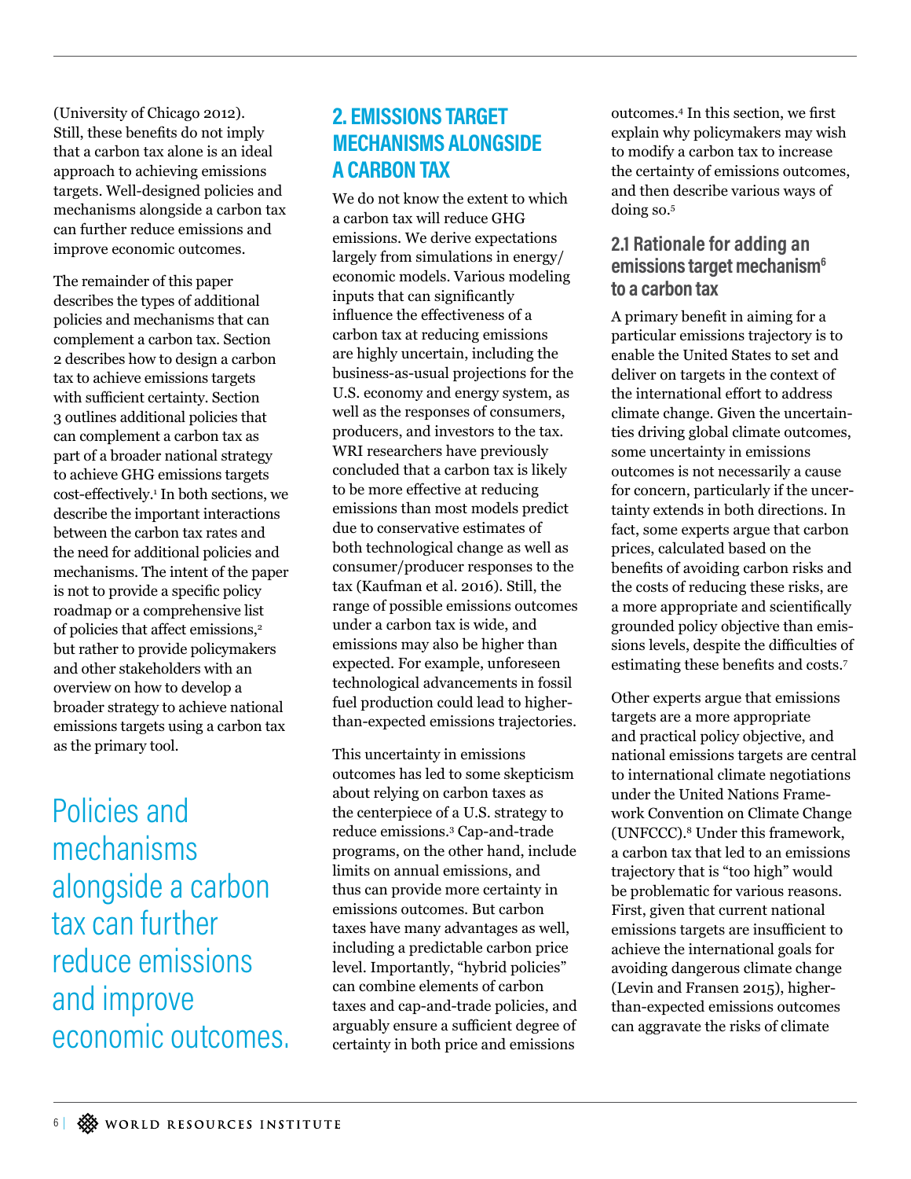(University of Chicago 2012). Still, these benefits do not imply that a carbon tax alone is an ideal approach to achieving emissions targets. Well-designed policies and mechanisms alongside a carbon tax can further reduce emissions and improve economic outcomes.

The remainder of this paper describes the types of additional policies and mechanisms that can complement a carbon tax. Section 2 describes how to design a carbon tax to achieve emissions targets with sufficient certainty. Section 3 outlines additional policies that can complement a carbon tax as part of a broader national strategy to achieve GHG emissions targets cost-effectively.[1] In both sections, we describe the important interactions between the carbon tax rates and the need for additional policies and mechanisms. The intent of the paper is not to provide a specific policy roadmap or a comprehensive list of policies that affect emissions,[2] but rather to provide policymakers and other stakeholders with an overview on how to develop a broader strategy to achieve national emissions targets using a carbon tax as the primary tool.

> Policies and mechanisms alongside a carbon tax can further reduce emissions and improve economic outcomes.

## 2. EMISSIONS TARGET MECHANISMS ALONGSIDE A CARBON TAX

We do not know the extent to which a carbon tax will reduce GHG emissions. We derive expectations largely from simulations in energy/economic models. Various modeling inputs that can significantly influence the effectiveness of a carbon tax at reducing emissions are highly uncertain, including the business-as-usual projections for the U.S. economy and energy system, as well as the responses of consumers, producers, and investors to the tax. WRI researchers have previously concluded that a carbon tax is likely to be more effective at reducing emissions than most models predict due to conservative estimates of both technological change as well as consumer/producer responses to the tax (Kaufman et al. 2016). Still, the range of possible emissions outcomes under a carbon tax is wide, and emissions may also be higher than expected. For example, unforeseen technological advancements in fossil fuel production could lead to higher-than-expected emissions trajectories.

This uncertainty in emissions outcomes has led to some skepticism about relying on carbon taxes as the centerpiece of a U.S. strategy to reduce emissions.[3] Cap-and-trade programs, on the other hand, include limits on annual emissions, and thus can provide more certainty in emissions outcomes. But carbon taxes have many advantages as well, including a predictable carbon price level. Importantly, "hybrid policies" can combine elements of carbon taxes and cap-and-trade policies, and arguably ensure a sufficient degree of certainty in both price and emissions outcomes.[4] In this section, we first explain why policymakers may wish to modify a carbon tax to increase the certainty of emissions outcomes, and then describe various ways of doing so.[5]

### 2.1 Rationale for adding an emissions target mechanism[6] to a carbon tax

A primary benefit in aiming for a particular emissions trajectory is to enable the United States to set and deliver on targets in the context of the international effort to address climate change. Given the uncertainties driving global climate outcomes, some uncertainty in emissions outcomes is not necessarily a cause for concern, particularly if the uncertainty extends in both directions. In fact, some experts argue that carbon prices, calculated based on the benefits of avoiding carbon risks and the costs of reducing these risks, are a more appropriate and scientifically grounded policy objective than emissions levels, despite the difficulties of estimating these benefits and costs.[7]

Other experts argue that emissions targets are a more appropriate and practical policy objective, and national emissions targets are central to international climate negotiations under the United Nations Framework Convention on Climate Change (UNFCCC).[8] Under this framework, a carbon tax that led to an emissions trajectory that is "too high" would be problematic for various reasons. First, given that current national emissions targets are insufficient to achieve the international goals for avoiding dangerous climate change (Levin and Fransen 2015), higher-than-expected emissions outcomes can aggravate the risks of climate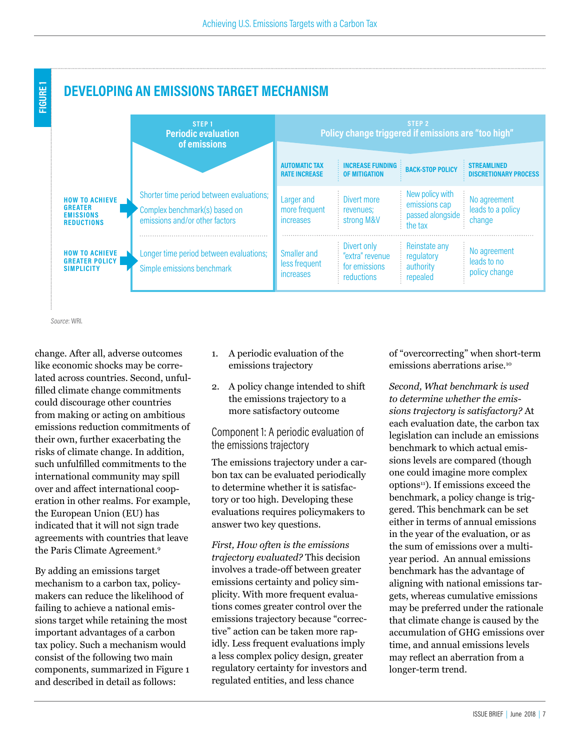FIGURE 1

## DEVELOPING AN EMISSIONS TARGET MECHANISM

| | STEP 1 Periodic evaluation of emissions | STEP 2 Policy change triggered if emissions are "too high" | | | |
|---|---|---|---|---|---|
| | | AUTOMATIC TAX RATE INCREASE | INCREASE FUNDING OF MITIGATION | BACK-STOP POLICY | STREAMLINED DISCRETIONARY PROCESS |
| HOW TO ACHIEVE GREATER EMISSIONS REDUCTIONS | Shorter time period between evaluations; Complex benchmark(s) based on emissions and/or other factors | Larger and more frequent increases | Divert more revenues; strong M&V | New policy with emissions cap passed alongside the tax | No agreement leads to a policy change |
| HOW TO ACHIEVE GREATER POLICY SIMPLICITY | Longer time period between evaluations; Simple emissions benchmark | Smaller and less frequent increases | Divert only "extra" revenue for emissions reductions | Reinstate any regulatory authority repealed | No agreement leads to no policy change |

*Source*: WRI.

change. After all, adverse outcomes like economic shocks may be correlated across countries. Second, unfulfilled climate change commitments could discourage other countries from making or acting on ambitious emissions reduction commitments of their own, further exacerbating the risks of climate change. In addition, such unfulfilled commitments to the international community may spill over and affect international cooperation in other realms. For example, the European Union (EU) has indicated that it will not sign trade agreements with countries that leave the Paris Climate Agreement.[9]

By adding an emissions target mechanism to a carbon tax, policymakers can reduce the likelihood of failing to achieve a national emissions target while retaining the most important advantages of a carbon tax policy. Such a mechanism would consist of the following two main components, summarized in Figure 1 and described in detail as follows:

1. A periodic evaluation of the emissions trajectory
2. A policy change intended to shift the emissions trajectory to a more satisfactory outcome

### Component 1: A periodic evaluation of the emissions trajectory

The emissions trajectory under a carbon tax can be evaluated periodically to determine whether it is satisfactory or too high. Developing these evaluations requires policymakers to answer two key questions.

*First, How often is the emissions trajectory evaluated?* This decision involves a trade-off between greater emissions certainty and policy simplicity. With more frequent evaluations comes greater control over the emissions trajectory because "corrective" action can be taken more rapidly. Less frequent evaluations imply a less complex policy design, greater regulatory certainty for investors and regulated entities, and less chance of "overcorrecting" when short-term emissions aberrations arise.[10]

*Second, What benchmark is used to determine whether the emissions trajectory is satisfactory?* At each evaluation date, the carbon tax legislation can include an emissions benchmark to which actual emissions levels are compared (though one could imagine more complex options[11]). If emissions exceed the benchmark, a policy change is triggered. This benchmark can be set either in terms of annual emissions in the year of the evaluation, or as the sum of emissions over a multi-year period. An annual emissions benchmark has the advantage of aligning with national emissions targets, whereas cumulative emissions may be preferred under the rationale that climate change is caused by the accumulation of GHG emissions over time, and annual emissions levels may reflect an aberration from a longer-term trend.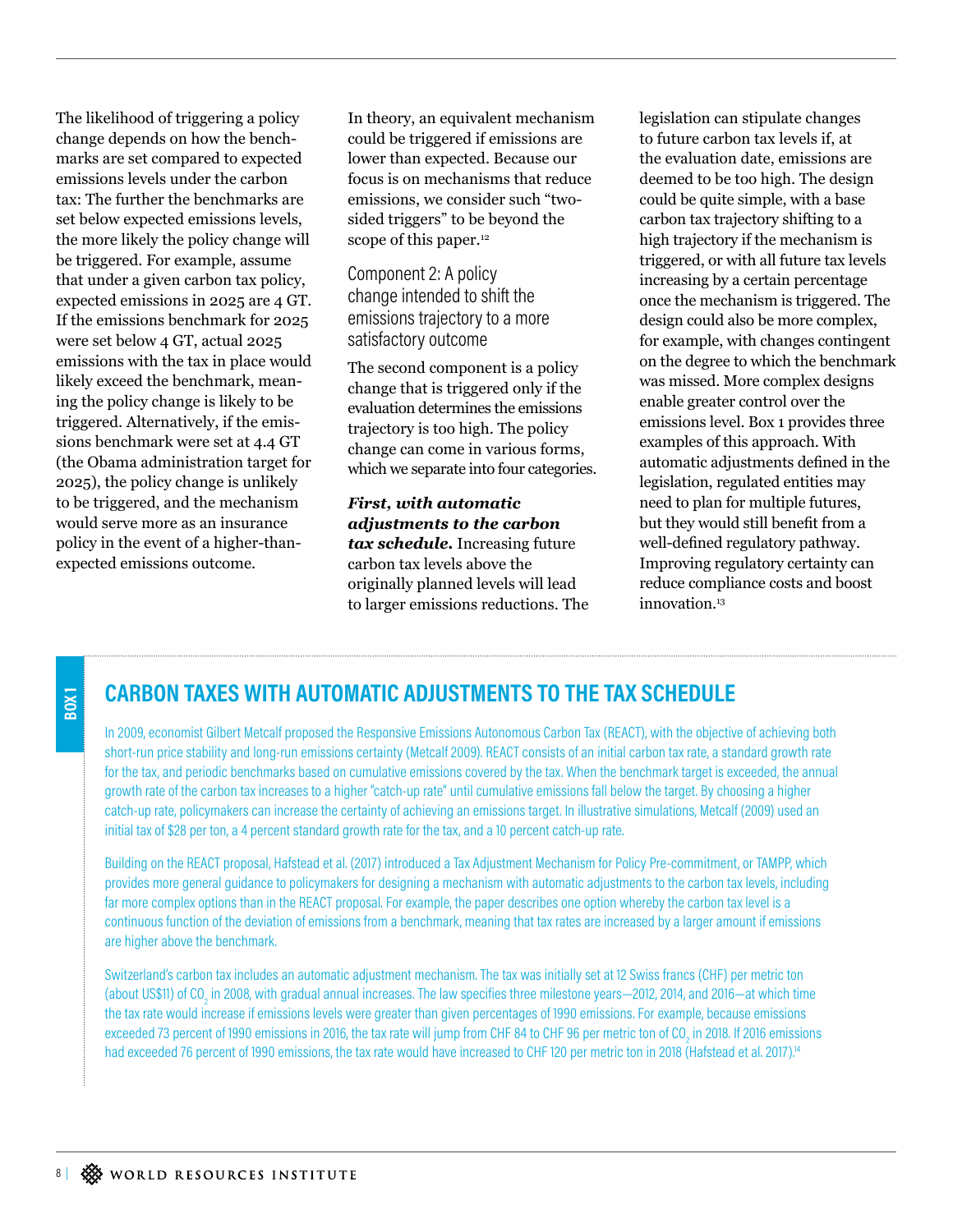The likelihood of triggering a policy change depends on how the benchmarks are set compared to expected emissions levels under the carbon tax: The further the benchmarks are set below expected emissions levels, the more likely the policy change will be triggered. For example, assume that under a given carbon tax policy, expected emissions in 2025 are 4 GT. If the emissions benchmark for 2025 were set below 4 GT, actual 2025 emissions with the tax in place would likely exceed the benchmark, meaning the policy change is likely to be triggered. Alternatively, if the emissions benchmark were set at 4.4 GT (the Obama administration target for 2025), the policy change is unlikely to be triggered, and the mechanism would serve more as an insurance policy in the event of a higher-than-expected emissions outcome.

In theory, an equivalent mechanism could be triggered if emissions are lower than expected. Because our focus is on mechanisms that reduce emissions, we consider such "two-sided triggers" to be beyond the scope of this paper.[12]

### Component 2: A policy change intended to shift the emissions trajectory to a more satisfactory outcome

The second component is a policy change that is triggered only if the evaluation determines the emissions trajectory is too high. The policy change can come in various forms, which we separate into four categories.

***First, with automatic adjustments to the carbon tax schedule.*** Increasing future carbon tax levels above the originally planned levels will lead to larger emissions reductions. The legislation can stipulate changes to future carbon tax levels if, at the evaluation date, emissions are deemed to be too high. The design could be quite simple, with a base carbon tax trajectory shifting to a high trajectory if the mechanism is triggered, or with all future tax levels increasing by a certain percentage once the mechanism is triggered. The design could also be more complex, for example, with changes contingent on the degree to which the benchmark was missed. More complex designs enable greater control over the emissions level. Box 1 provides three examples of this approach. With automatic adjustments defined in the legislation, regulated entities may need to plan for multiple futures, but they would still benefit from a well-defined regulatory pathway. Improving regulatory certainty can reduce compliance costs and boost innovation.[13]

## BOX 1: CARBON TAXES WITH AUTOMATIC ADJUSTMENTS TO THE TAX SCHEDULE

In 2009, economist Gilbert Metcalf proposed the Responsive Emissions Autonomous Carbon Tax (REACT), with the objective of achieving both short-run price stability and long-run emissions certainty (Metcalf 2009). REACT consists of an initial carbon tax rate, a standard growth rate for the tax, and periodic benchmarks based on cumulative emissions covered by the tax. When the benchmark target is exceeded, the annual growth rate of the carbon tax increases to a higher "catch-up rate" until cumulative emissions fall below the target. By choosing a higher catch-up rate, policymakers can increase the certainty of achieving an emissions target. In illustrative simulations, Metcalf (2009) used an initial tax of $28 per ton, a 4 percent standard growth rate for the tax, and a 10 percent catch-up rate.

Building on the REACT proposal, Hafstead et al. (2017) introduced a Tax Adjustment Mechanism for Policy Pre-commitment, or TAMPP, which provides more general guidance to policymakers for designing a mechanism with automatic adjustments to the carbon tax levels, including far more complex options than in the REACT proposal. For example, the paper describes one option whereby the carbon tax level is a continuous function of the deviation of emissions from a benchmark, meaning that tax rates are increased by a larger amount if emissions are higher above the benchmark.

Switzerland's carbon tax includes an automatic adjustment mechanism. The tax was initially set at 12 Swiss francs (CHF) per metric ton (about US$11) of $CO_2$ in 2008, with gradual annual increases. The law specifies three milestone years—2012, 2014, and 2016—at which time the tax rate would increase if emissions levels were greater than given percentages of 1990 emissions. For example, because emissions exceeded 73 percent of 1990 emissions in 2016, the tax rate will jump from CHF 84 to CHF 96 per metric ton of $CO_2$ in 2018. If 2016 emissions had exceeded 76 percent of 1990 emissions, the tax rate would have increased to CHF 120 per metric ton in 2018 (Hafstead et al. 2017).[14]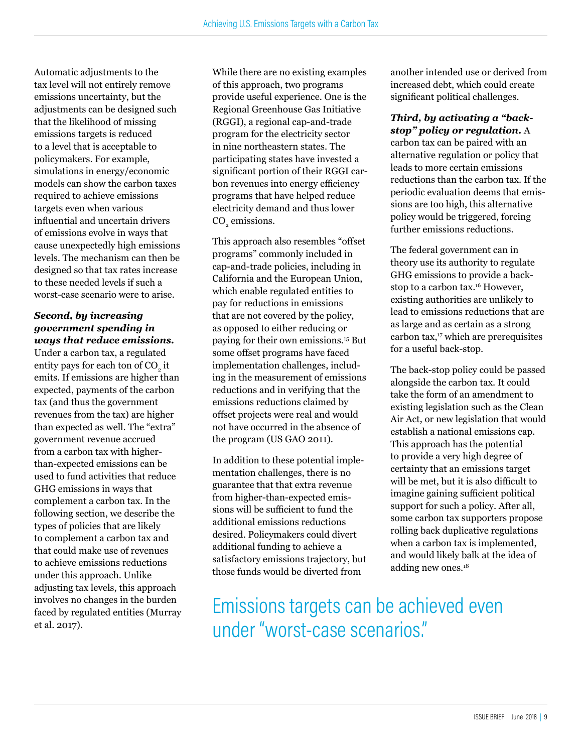Automatic adjustments to the tax level will not entirely remove emissions uncertainty, but the adjustments can be designed such that the likelihood of missing emissions targets is reduced to a level that is acceptable to policymakers. For example, simulations in energy/economic models can show the carbon taxes required to achieve emissions targets even when various influential and uncertain drivers of emissions evolve in ways that cause unexpectedly high emissions levels. The mechanism can then be designed so that tax rates increase to these needed levels if such a worst-case scenario were to arise.

***Second, by increasing government spending in ways that reduce emissions.*** Under a carbon tax, a regulated entity pays for each ton of $CO_2$ it emits. If emissions are higher than expected, payments of the carbon tax (and thus the government revenues from the tax) are higher than expected as well. The "extra" government revenue accrued from a carbon tax with higher-than-expected emissions can be used to fund activities that reduce GHG emissions in ways that complement a carbon tax. In the following section, we describe the types of policies that are likely to complement a carbon tax and that could make use of revenues to achieve emissions reductions under this approach. Unlike adjusting tax levels, this approach involves no changes in the burden faced by regulated entities (Murray et al. 2017).

While there are no existing examples of this approach, two programs provide useful experience. One is the Regional Greenhouse Gas Initiative (RGGI), a regional cap-and-trade program for the electricity sector in nine northeastern states. The participating states have invested a significant portion of their RGGI carbon revenues into energy efficiency programs that have helped reduce electricity demand and thus lower $CO_2$ emissions.

This approach also resembles "offset programs" commonly included in cap-and-trade policies, including in California and the European Union, which enable regulated entities to pay for reductions in emissions that are not covered by the policy, as opposed to either reducing or paying for their own emissions.[15] But some offset programs have faced implementation challenges, including in the measurement of emissions reductions and in verifying that the emissions reductions claimed by offset projects were real and would not have occurred in the absence of the program (US GAO 2011).

In addition to these potential implementation challenges, there is no guarantee that that extra revenue from higher-than-expected emissions will be sufficient to fund the additional emissions reductions desired. Policymakers could divert additional funding to achieve a satisfactory emissions trajectory, but those funds would be diverted from another intended use or derived from increased debt, which could create significant political challenges.

***Third, by activating a "back-stop" policy or regulation.*** A carbon tax can be paired with an alternative regulation or policy that leads to more certain emissions reductions than the carbon tax. If the periodic evaluation deems that emissions are too high, this alternative policy would be triggered, forcing further emissions reductions.

The federal government can in theory use its authority to regulate GHG emissions to provide a back-stop to a carbon tax.[16] However, existing authorities are unlikely to lead to emissions reductions that are as large and as certain as a strong carbon tax,[17] which are prerequisites for a useful back-stop.

The back-stop policy could be passed alongside the carbon tax. It could take the form of an amendment to existing legislation such as the Clean Air Act, or new legislation that would establish a national emissions cap. This approach has the potential to provide a very high degree of certainty that an emissions target will be met, but it is also difficult to imagine gaining sufficient political support for such a policy. After all, some carbon tax supporters propose rolling back duplicative regulations when a carbon tax is implemented, and would likely balk at the idea of adding new ones.[18]

Emissions targets can be achieved even under "worst-case scenarios."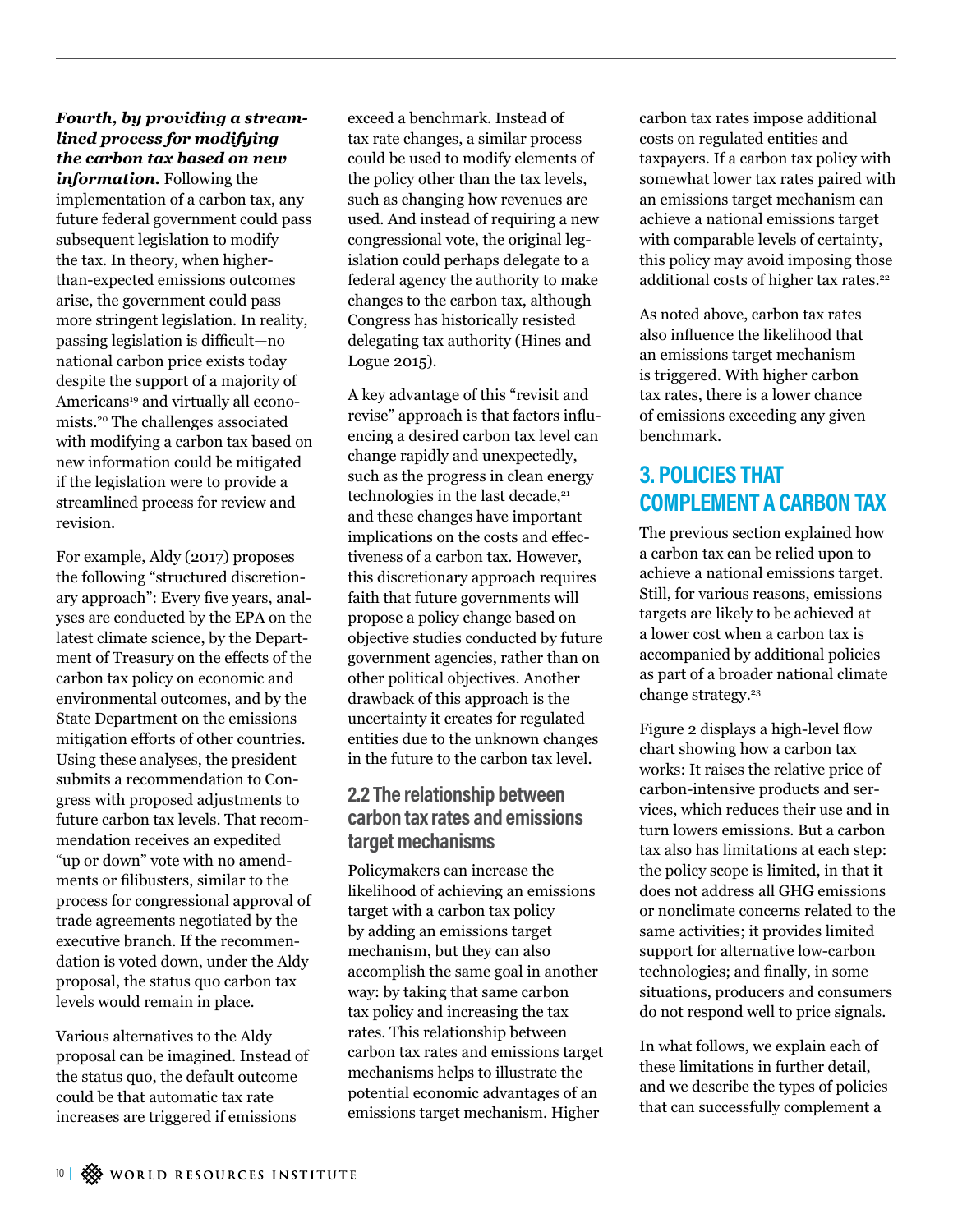***Fourth, by providing a streamlined process for modifying the carbon tax based on new information.*** Following the implementation of a carbon tax, any future federal government could pass subsequent legislation to modify the tax. In theory, when higher-than-expected emissions outcomes arise, the government could pass more stringent legislation. In reality, passing legislation is difficult—no national carbon price exists today despite the support of a majority of Americans[19] and virtually all economists.[20] The challenges associated with modifying a carbon tax based on new information could be mitigated if the legislation were to provide a streamlined process for review and revision.

For example, Aldy (2017) proposes the following "structured discretionary approach": Every five years, analyses are conducted by the EPA on the latest climate science, by the Department of Treasury on the effects of the carbon tax policy on economic and environmental outcomes, and by the State Department on the emissions mitigation efforts of other countries. Using these analyses, the president submits a recommendation to Congress with proposed adjustments to future carbon tax levels. That recommendation receives an expedited "up or down" vote with no amendments or filibusters, similar to the process for congressional approval of trade agreements negotiated by the executive branch. If the recommendation is voted down, under the Aldy proposal, the status quo carbon tax levels would remain in place.

Various alternatives to the Aldy proposal can be imagined. Instead of the status quo, the default outcome could be that automatic tax rate increases are triggered if emissions exceed a benchmark. Instead of tax rate changes, a similar process could be used to modify elements of the policy other than the tax levels, such as changing how revenues are used. And instead of requiring a new congressional vote, the original legislation could perhaps delegate to a federal agency the authority to make changes to the carbon tax, although Congress has historically resisted delegating tax authority (Hines and Logue 2015).

A key advantage of this "revisit and revise" approach is that factors influencing a desired carbon tax level can change rapidly and unexpectedly, such as the progress in clean energy technologies in the last decade,[21] and these changes have important implications on the costs and effectiveness of a carbon tax. However, this discretionary approach requires faith that future governments will propose a policy change based on objective studies conducted by future government agencies, rather than on other political objectives. Another drawback of this approach is the uncertainty it creates for regulated entities due to the unknown changes in the future to the carbon tax level.

### 2.2 The relationship between carbon tax rates and emissions target mechanisms

Policymakers can increase the likelihood of achieving an emissions target with a carbon tax policy by adding an emissions target mechanism, but they can also accomplish the same goal in another way: by taking that same carbon tax policy and increasing the tax rates. This relationship between carbon tax rates and emissions target mechanisms helps to illustrate the potential economic advantages of an emissions target mechanism. Higher carbon tax rates impose additional costs on regulated entities and taxpayers. If a carbon tax policy with somewhat lower tax rates paired with an emissions target mechanism can achieve a national emissions target with comparable levels of certainty, this policy may avoid imposing those additional costs of higher tax rates.[22]

As noted above, carbon tax rates also influence the likelihood that an emissions target mechanism is triggered. With higher carbon tax rates, there is a lower chance of emissions exceeding any given benchmark.

## 3. POLICIES THAT COMPLEMENT A CARBON TAX

The previous section explained how a carbon tax can be relied upon to achieve a national emissions target. Still, for various reasons, emissions targets are likely to be achieved at a lower cost when a carbon tax is accompanied by additional policies as part of a broader national climate change strategy.[23]

Figure 2 displays a high-level flow chart showing how a carbon tax works: It raises the relative price of carbon-intensive products and services, which reduces their use and in turn lowers emissions. But a carbon tax also has limitations at each step: the policy scope is limited, in that it does not address all GHG emissions or nonclimate concerns related to the same activities; it provides limited support for alternative low-carbon technologies; and finally, in some situations, producers and consumers do not respond well to price signals.

In what follows, we explain each of these limitations in further detail, and we describe the types of policies that can successfully complement a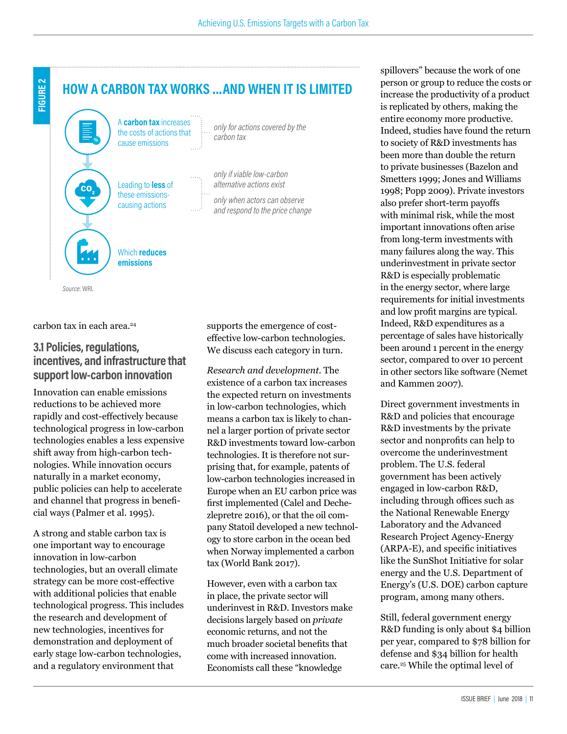FIGURE 2

## HOW A CARBON TAX WORKS ...AND WHEN IT IS LIMITED

A **carbon tax** increases the costs of actions that cause emissions — *only for actions covered by the carbon tax*

Leading to **less** of these emissions-causing actions — *only if viable low-carbon alternative actions exist*; *only when actors can observe and respond to the price change*

Which **reduces emissions**

*Source*: WRI.

carbon tax in each area.[24]

### 3.1 Policies, regulations, incentives, and infrastructure that support low-carbon innovation

Innovation can enable emissions reductions to be achieved more rapidly and cost-effectively because technological progress in low-carbon technologies enables a less expensive shift away from high-carbon technologies. While innovation occurs naturally in a market economy, public policies can help to accelerate and channel that progress in beneficial ways (Palmer et al. 1995).

A strong and stable carbon tax is one important way to encourage innovation in low-carbon technologies, but an overall climate strategy can be more cost-effective with additional policies that enable technological progress. This includes the research and development of new technologies, incentives for demonstration and deployment of early stage low-carbon technologies, and a regulatory environment that supports the emergence of cost-effective low-carbon technologies. We discuss each category in turn.

*Research and development*. The existence of a carbon tax increases the expected return on investments in low-carbon technologies, which means a carbon tax is likely to channel a larger portion of private sector R&D investments toward low-carbon technologies. It is therefore not surprising that, for example, patents of low-carbon technologies increased in Europe when an EU carbon price was first implemented (Calel and Dechezlepretre 2016), or that the oil company Statoil developed a new technology to store carbon in the ocean bed when Norway implemented a carbon tax (World Bank 2017).

However, even with a carbon tax in place, the private sector will underinvest in R&D. Investors make decisions largely based on *private* economic returns, and not the much broader societal benefits that come with increased innovation. Economists call these "knowledge spillovers" because the work of one person or group to reduce the costs or increase the productivity of a product is replicated by others, making the entire economy more productive. Indeed, studies have found the return to society of R&D investments has been more than double the return to private businesses (Bazelon and Smetters 1999; Jones and Williams 1998; Popp 2009). Private investors also prefer short-term payoffs with minimal risk, while the most important innovations often arise from long-term investments with many failures along the way. This underinvestment in private sector R&D is especially problematic in the energy sector, where large requirements for initial investments and low profit margins are typical. Indeed, R&D expenditures as a percentage of sales have historically been around 1 percent in the energy sector, compared to over 10 percent in other sectors like software (Nemet and Kammen 2007).

Direct government investments in R&D and policies that encourage R&D investments by the private sector and nonprofits can help to overcome the underinvestment problem. The U.S. federal government has been actively engaged in low-carbon R&D, including through offices such as the National Renewable Energy Laboratory and the Advanced Research Project Agency-Energy (ARPA-E), and specific initiatives like the SunShot Initiative for solar energy and the U.S. Department of Energy's (U.S. DOE) carbon capture program, among many others.

Still, federal government energy R&D funding is only about $4 billion per year, compared to $78 billion for defense and $34 billion for health care.[25] While the optimal level of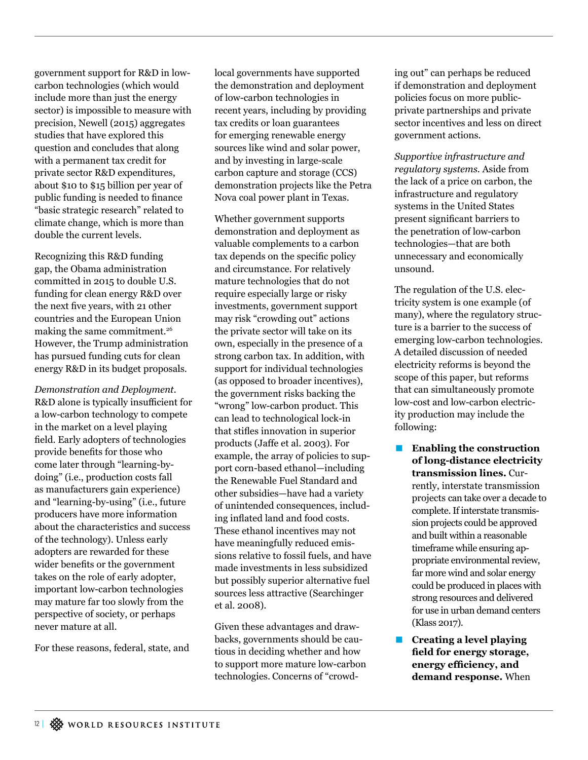government support for R&D in low-carbon technologies (which would include more than just the energy sector) is impossible to measure with precision, Newell (2015) aggregates studies that have explored this question and concludes that along with a permanent tax credit for private sector R&D expenditures, about $10 to $15 billion per year of public funding is needed to finance "basic strategic research" related to climate change, which is more than double the current levels.

Recognizing this R&D funding gap, the Obama administration committed in 2015 to double U.S. funding for clean energy R&D over the next five years, with 21 other countries and the European Union making the same commitment.[26] However, the Trump administration has pursued funding cuts for clean energy R&D in its budget proposals.

*Demonstration and Deployment.* R&D alone is typically insufficient for a low-carbon technology to compete in the market on a level playing field. Early adopters of technologies provide benefits for those who come later through "learning-by-doing" (i.e., production costs fall as manufacturers gain experience) and "learning-by-using" (i.e., future producers have more information about the characteristics and success of the technology). Unless early adopters are rewarded for these wider benefits or the government takes on the role of early adopter, important low-carbon technologies may mature far too slowly from the perspective of society, or perhaps never mature at all.

For these reasons, federal, state, and local governments have supported the demonstration and deployment of low-carbon technologies in recent years, including by providing tax credits or loan guarantees for emerging renewable energy sources like wind and solar power, and by investing in large-scale carbon capture and storage (CCS) demonstration projects like the Petra Nova coal power plant in Texas.

Whether government supports demonstration and deployment as valuable complements to a carbon tax depends on the specific policy and circumstance. For relatively mature technologies that do not require especially large or risky investments, government support may risk "crowding out" actions the private sector will take on its own, especially in the presence of a strong carbon tax. In addition, with support for individual technologies (as opposed to broader incentives), the government risks backing the "wrong" low-carbon product. This can lead to technological lock-in that stifles innovation in superior products (Jaffe et al. 2003). For example, the array of policies to support corn-based ethanol—including the Renewable Fuel Standard and other subsidies—have had a variety of unintended consequences, including inflated land and food costs. These ethanol incentives may not have meaningfully reduced emissions relative to fossil fuels, and have made investments in less subsidized but possibly superior alternative fuel sources less attractive (Searchinger et al. 2008).

Given these advantages and drawbacks, governments should be cautious in deciding whether and how to support more mature low-carbon technologies. Concerns of "crowding out" can perhaps be reduced if demonstration and deployment policies focus on more public-private partnerships and private sector incentives and less on direct government actions.

*Supportive infrastructure and regulatory systems.* Aside from the lack of a price on carbon, the infrastructure and regulatory systems in the United States present significant barriers to the penetration of low-carbon technologies—that are both unnecessary and economically unsound.

The regulation of the U.S. electricity system is one example (of many), where the regulatory structure is a barrier to the success of emerging low-carbon technologies. A detailed discussion of needed electricity reforms is beyond the scope of this paper, but reforms that can simultaneously promote low-cost and low-carbon electricity production may include the following:

- **Enabling the construction of long-distance electricity transmission lines.** Currently, interstate transmission projects can take over a decade to complete. If interstate transmission projects could be approved and built within a reasonable timeframe while ensuring appropriate environmental review, far more wind and solar energy could be produced in places with strong resources and delivered for use in urban demand centers (Klass 2017).
- **Creating a level playing field for energy storage, energy efficiency, and demand response.** When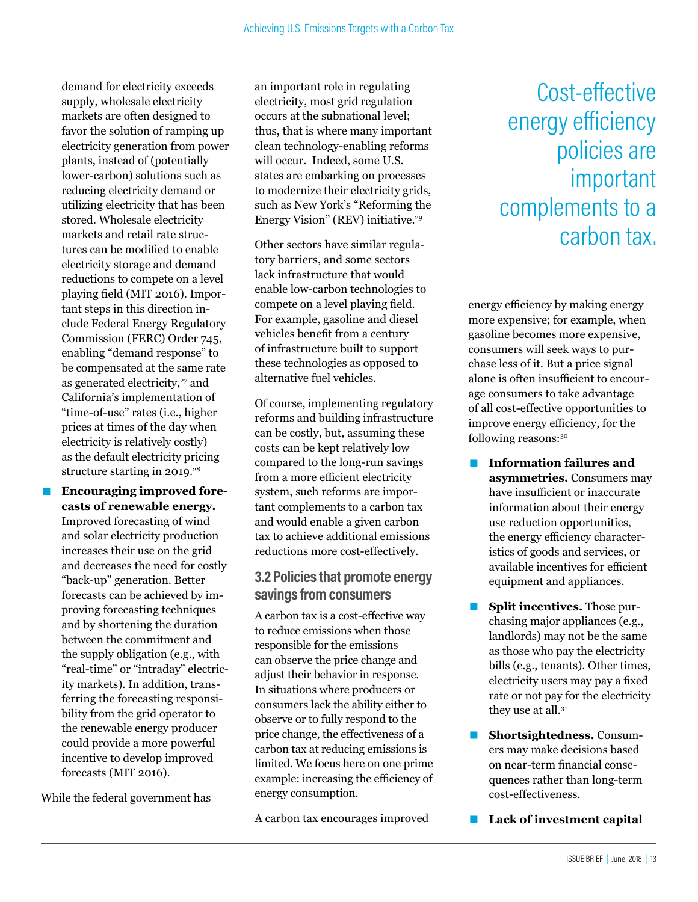demand for electricity exceeds supply, wholesale electricity markets are often designed to favor the solution of ramping up electricity generation from power plants, instead of (potentially lower-carbon) solutions such as reducing electricity demand or utilizing electricity that has been stored. Wholesale electricity markets and retail rate structures can be modified to enable electricity storage and demand reductions to compete on a level playing field (MIT 2016). Important steps in this direction include Federal Energy Regulatory Commission (FERC) Order 745, enabling "demand response" to be compensated at the same rate as generated electricity,[27] and California's implementation of "time-of-use" rates (i.e., higher prices at times of the day when electricity is relatively costly) as the default electricity pricing structure starting in 2019.[28]

- **Encouraging improved forecasts of renewable energy.** Improved forecasting of wind and solar electricity production increases their use on the grid and decreases the need for costly "back-up" generation. Better forecasts can be achieved by improving forecasting techniques and by shortening the duration between the commitment and the supply obligation (e.g., with "real-time" or "intraday" electricity markets). In addition, transferring the forecasting responsibility from the grid operator to the renewable energy producer could provide a more powerful incentive to develop improved forecasts (MIT 2016).

While the federal government has an important role in regulating electricity, most grid regulation occurs at the subnational level; thus, that is where many important clean technology-enabling reforms will occur. Indeed, some U.S. states are embarking on processes to modernize their electricity grids, such as New York's "Reforming the Energy Vision" (REV) initiative.[29]

Other sectors have similar regulatory barriers, and some sectors lack infrastructure that would enable low-carbon technologies to compete on a level playing field. For example, gasoline and diesel vehicles benefit from a century of infrastructure built to support these technologies as opposed to alternative fuel vehicles.

Of course, implementing regulatory reforms and building infrastructure can be costly, but, assuming these costs can be kept relatively low compared to the long-run savings from a more efficient electricity system, such reforms are important complements to a carbon tax and would enable a given carbon tax to achieve additional emissions reductions more cost-effectively.

### 3.2 Policies that promote energy savings from consumers

A carbon tax is a cost-effective way to reduce emissions when those responsible for the emissions can observe the price change and adjust their behavior in response. In situations where producers or consumers lack the ability either to observe or to fully respond to the price change, the effectiveness of a carbon tax at reducing emissions is limited. We focus here on one prime example: increasing the efficiency of energy consumption.

> Cost-effective energy efficiency policies are important complements to a carbon tax.

A carbon tax encourages improved energy efficiency by making energy more expensive; for example, when gasoline becomes more expensive, consumers will seek ways to purchase less of it. But a price signal alone is often insufficient to encourage consumers to take advantage of all cost-effective opportunities to improve energy efficiency, for the following reasons:[30]

- **Information failures and asymmetries.** Consumers may have insufficient or inaccurate information about their energy use reduction opportunities, the energy efficiency characteristics of goods and services, or available incentives for efficient equipment and appliances.
- **Split incentives.** Those purchasing major appliances (e.g., landlords) may not be the same as those who pay the electricity bills (e.g., tenants). Other times, electricity users may pay a fixed rate or not pay for the electricity they use at all.[31]
- **Shortsightedness.** Consumers may make decisions based on near-term financial consequences rather than long-term cost-effectiveness.
- **Lack of investment capital**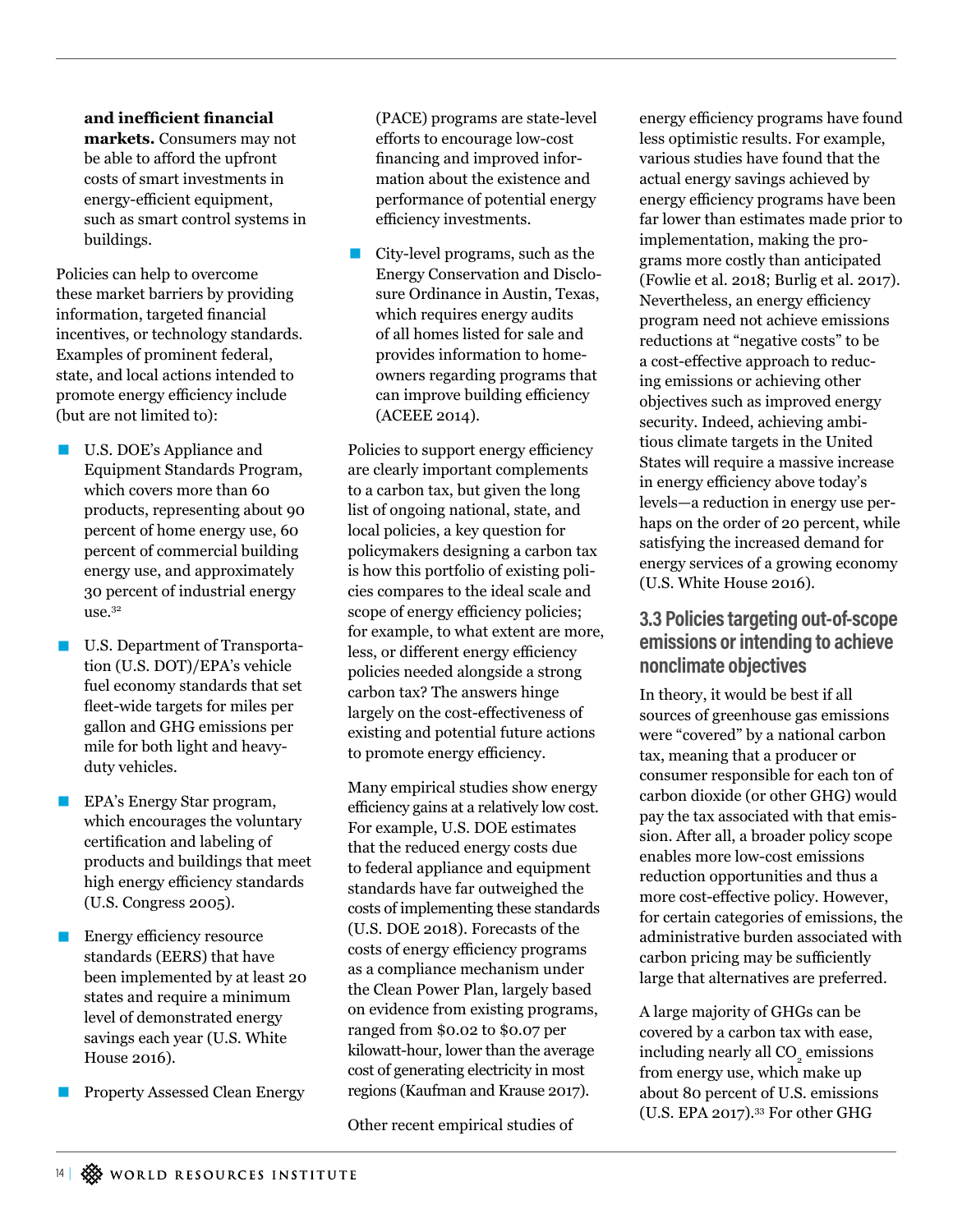**and inefficient financial markets.** Consumers may not be able to afford the upfront costs of smart investments in energy-efficient equipment, such as smart control systems in buildings.

Policies can help to overcome these market barriers by providing information, targeted financial incentives, or technology standards. Examples of prominent federal, state, and local actions intended to promote energy efficiency include (but are not limited to):

- U.S. DOE's Appliance and Equipment Standards Program, which covers more than 60 products, representing about 90 percent of home energy use, 60 percent of commercial building energy use, and approximately 30 percent of industrial energy use.[32]
- U.S. Department of Transportation (U.S. DOT)/EPA's vehicle fuel economy standards that set fleet-wide targets for miles per gallon and GHG emissions per mile for both light and heavy-duty vehicles.
- EPA's Energy Star program, which encourages the voluntary certification and labeling of products and buildings that meet high energy efficiency standards (U.S. Congress 2005).
- Energy efficiency resource standards (EERS) that have been implemented by at least 20 states and require a minimum level of demonstrated energy savings each year (U.S. White House 2016).
- Property Assessed Clean Energy (PACE) programs are state-level efforts to encourage low-cost financing and improved information about the existence and performance of potential energy efficiency investments.
- City-level programs, such as the Energy Conservation and Disclosure Ordinance in Austin, Texas, which requires energy audits of all homes listed for sale and provides information to homeowners regarding programs that can improve building efficiency (ACEEE 2014).

Policies to support energy efficiency are clearly important complements to a carbon tax, but given the long list of ongoing national, state, and local policies, a key question for policymakers designing a carbon tax is how this portfolio of existing policies compares to the ideal scale and scope of energy efficiency policies; for example, to what extent are more, less, or different energy efficiency policies needed alongside a strong carbon tax? The answers hinge largely on the cost-effectiveness of existing and potential future actions to promote energy efficiency.

Many empirical studies show energy efficiency gains at a relatively low cost. For example, U.S. DOE estimates that the reduced energy costs due to federal appliance and equipment standards have far outweighed the costs of implementing these standards (U.S. DOE 2018). Forecasts of the costs of energy efficiency programs as a compliance mechanism under the Clean Power Plan, largely based on evidence from existing programs, ranged from $0.02 to $0.07 per kilowatt-hour, lower than the average cost of generating electricity in most regions (Kaufman and Krause 2017).

Other recent empirical studies of energy efficiency programs have found less optimistic results. For example, various studies have found that the actual energy savings achieved by energy efficiency programs have been far lower than estimates made prior to implementation, making the programs more costly than anticipated (Fowlie et al. 2018; Burlig et al. 2017). Nevertheless, an energy efficiency program need not achieve emissions reductions at "negative costs" to be a cost-effective approach to reducing emissions or achieving other objectives such as improved energy security. Indeed, achieving ambitious climate targets in the United States will require a massive increase in energy efficiency above today's levels—a reduction in energy use perhaps on the order of 20 percent, while satisfying the increased demand for energy services of a growing economy (U.S. White House 2016).

### 3.3 Policies targeting out-of-scope emissions or intending to achieve nonclimate objectives

In theory, it would be best if all sources of greenhouse gas emissions were "covered" by a national carbon tax, meaning that a producer or consumer responsible for each ton of carbon dioxide (or other GHG) would pay the tax associated with that emission. After all, a broader policy scope enables more low-cost emissions reduction opportunities and thus a more cost-effective policy. However, for certain categories of emissions, the administrative burden associated with carbon pricing may be sufficiently large that alternatives are preferred.

A large majority of GHGs can be covered by a carbon tax with ease, including nearly all $CO_2$ emissions from energy use, which make up about 80 percent of U.S. emissions (U.S. EPA 2017).[33] For other GHG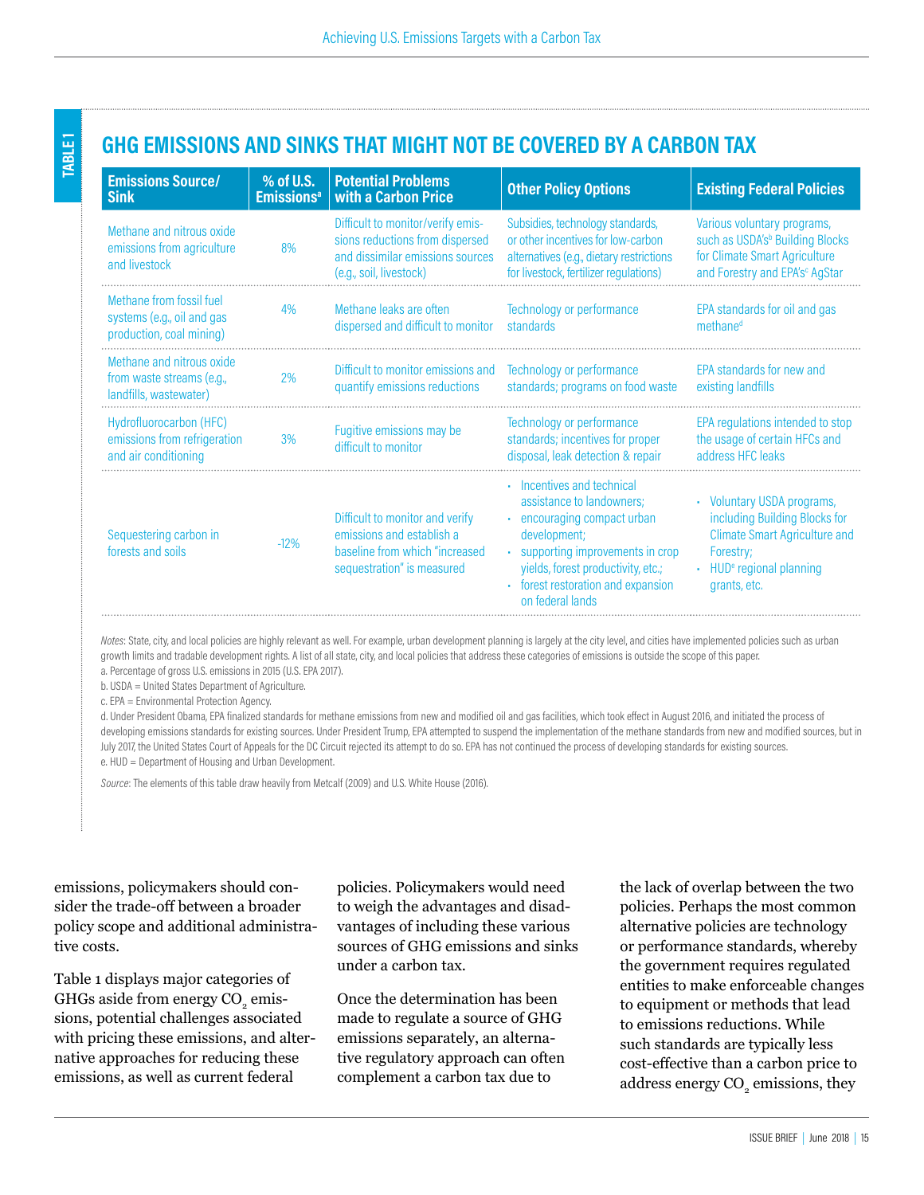TABLE 1

## GHG EMISSIONS AND SINKS THAT MIGHT NOT BE COVERED BY A CARBON TAX

| Emissions Source/ Sink | % of U.S. Emissions[a] | Potential Problems with a Carbon Price | Other Policy Options | Existing Federal Policies |
|---|---|---|---|---|
| Methane and nitrous oxide emissions from agriculture and livestock | 8% | Difficult to monitor/verify emissions reductions from dispersed and dissimilar emissions sources (e.g., soil, livestock) | Subsidies, technology standards, or other incentives for low-carbon alternatives (e.g., dietary restrictions for livestock, fertilizer regulations) | Various voluntary programs, such as USDA's[b] Building Blocks for Climate Smart Agriculture and Forestry and EPA's[c] AgStar |
| Methane from fossil fuel systems (e.g., oil and gas production, coal mining) | 4% | Methane leaks are often dispersed and difficult to monitor | Technology or performance standards | EPA standards for oil and gas methane[d] |
| Methane and nitrous oxide from waste streams (e.g., landfills, wastewater) | 2% | Difficult to monitor emissions and quantify emissions reductions | Technology or performance standards; programs on food waste | EPA standards for new and existing landfills |
| Hydrofluorocarbon (HFC) emissions from refrigeration and air conditioning | 3% | Fugitive emissions may be difficult to monitor | Technology or performance standards; incentives for proper disposal, leak detection & repair | EPA regulations intended to stop the usage of certain HFCs and address HFC leaks |
| Sequestering carbon in forests and soils | -12% | Difficult to monitor and verify emissions and establish a baseline from which "increased sequestration" is measured | • Incentives and technical assistance to landowners; • encouraging compact urban development; • supporting improvements in crop yields, forest productivity, etc.; • forest restoration and expansion on federal lands | • Voluntary USDA programs, including Building Blocks for Climate Smart Agriculture and Forestry; • HUD[e] regional planning grants, etc. |

*Notes*: State, city, and local policies are highly relevant as well. For example, urban development planning is largely at the city level, and cities have implemented policies such as urban growth limits and tradable development rights. A list of all state, city, and local policies that address these categories of emissions is outside the scope of this paper.

a. Percentage of gross U.S. emissions in 2015 (U.S. EPA 2017).

b. USDA = United States Department of Agriculture.

c. EPA = Environmental Protection Agency.

d. Under President Obama, EPA finalized standards for methane emissions from new and modified oil and gas facilities, which took effect in August 2016, and initiated the process of developing emissions standards for existing sources. Under President Trump, EPA attempted to suspend the implementation of the methane standards from new and modified sources, but in July 2017, the United States Court of Appeals for the DC Circuit rejected its attempt to do so. EPA has not continued the process of developing standards for existing sources.

e. HUD = Department of Housing and Urban Development.

*Source*: The elements of this table draw heavily from Metcalf (2009) and U.S. White House (2016).

emissions, policymakers should consider the trade-off between a broader policy scope and additional administrative costs.

Table 1 displays major categories of GHGs aside from energy $CO_2$ emissions, potential challenges associated with pricing these emissions, and alternative approaches for reducing these emissions, as well as current federal policies. Policymakers would need to weigh the advantages and disadvantages of including these various sources of GHG emissions and sinks under a carbon tax.

Once the determination has been made to regulate a source of GHG emissions separately, an alternative regulatory approach can often complement a carbon tax due to the lack of overlap between the two policies. Perhaps the most common alternative policies are technology or performance standards, whereby the government requires regulated entities to make enforceable changes to equipment or methods that lead to emissions reductions. While such standards are typically less cost-effective than a carbon price to address energy $CO_2$ emissions, they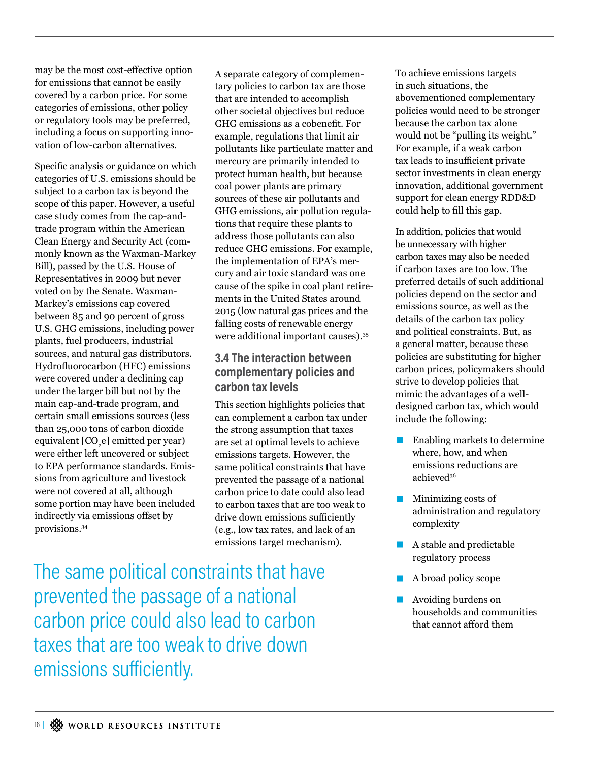may be the most cost-effective option for emissions that cannot be easily covered by a carbon price. For some categories of emissions, other policy or regulatory tools may be preferred, including a focus on supporting innovation of low-carbon alternatives.

Specific analysis or guidance on which categories of U.S. emissions should be subject to a carbon tax is beyond the scope of this paper. However, a useful case study comes from the cap-and-trade program within the American Clean Energy and Security Act (commonly known as the Waxman-Markey Bill), passed by the U.S. House of Representatives in 2009 but never voted on by the Senate. Waxman-Markey's emissions cap covered between 85 and 90 percent of gross U.S. GHG emissions, including power plants, fuel producers, industrial sources, and natural gas distributors. Hydrofluorocarbon (HFC) emissions were covered under a declining cap under the larger bill but not by the main cap-and-trade program, and certain small emissions sources (less than 25,000 tons of carbon dioxide equivalent [$CO_2e$] emitted per year) were either left uncovered or subject to EPA performance standards. Emissions from agriculture and livestock were not covered at all, although some portion may have been included indirectly via emissions offset by provisions.[34]

A separate category of complementary policies to carbon tax are those that are intended to accomplish other societal objectives but reduce GHG emissions as a cobenefit. For example, regulations that limit air pollutants like particulate matter and mercury are primarily intended to protect human health, but because coal power plants are primary sources of these air pollutants and GHG emissions, air pollution regulations that require these plants to address those pollutants can also reduce GHG emissions. For example, the implementation of EPA's mercury and air toxic standard was one cause of the spike in coal plant retirements in the United States around 2015 (low natural gas prices and the falling costs of renewable energy were additional important causes).[35]

### 3.4 The interaction between complementary policies and carbon tax levels

This section highlights policies that can complement a carbon tax under the strong assumption that taxes are set at optimal levels to achieve emissions targets. However, the same political constraints that have prevented the passage of a national carbon price to date could also lead to carbon taxes that are too weak to drive down emissions sufficiently (e.g., low tax rates, and lack of an emissions target mechanism).

> The same political constraints that have prevented the passage of a national carbon price could also lead to carbon taxes that are too weak to drive down emissions sufficiently.

To achieve emissions targets in such situations, the abovementioned complementary policies would need to be stronger because the carbon tax alone would not be "pulling its weight." For example, if a weak carbon tax leads to insufficient private sector investments in clean energy innovation, additional government support for clean energy RDD&D could help to fill this gap.

In addition, policies that would be unnecessary with higher carbon taxes may also be needed if carbon taxes are too low. The preferred details of such additional policies depend on the sector and emissions source, as well as the details of the carbon tax policy and political constraints. But, as a general matter, because these policies are substituting for higher carbon prices, policymakers should strive to develop policies that mimic the advantages of a well-designed carbon tax, which would include the following:

- Enabling markets to determine where, how, and when emissions reductions are achieved[36]
- Minimizing costs of administration and regulatory complexity
- A stable and predictable regulatory process
- A broad policy scope
- Avoiding burdens on households and communities that cannot afford them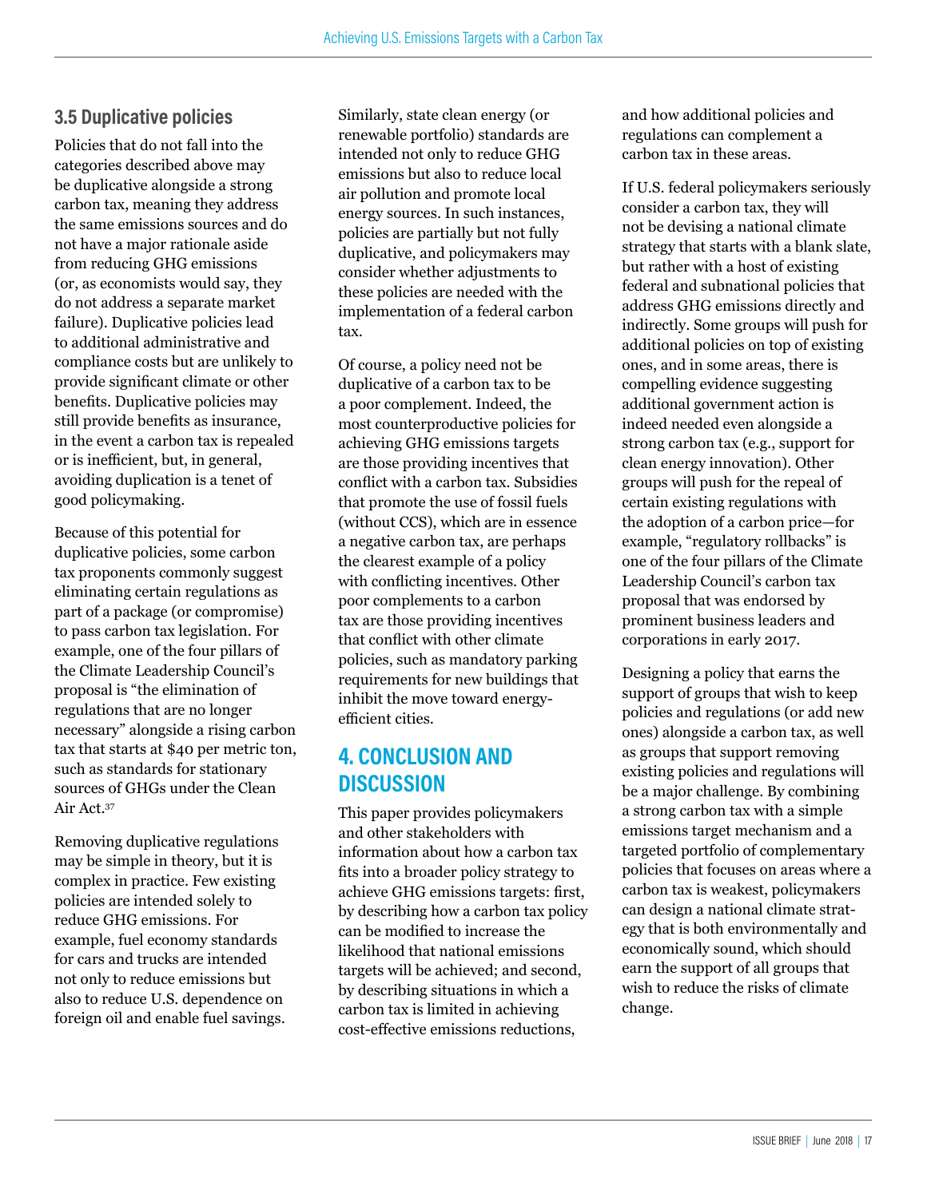### 3.5 Duplicative policies

Policies that do not fall into the categories described above may be duplicative alongside a strong carbon tax, meaning they address the same emissions sources and do not have a major rationale aside from reducing GHG emissions (or, as economists would say, they do not address a separate market failure). Duplicative policies lead to additional administrative and compliance costs but are unlikely to provide significant climate or other benefits. Duplicative policies may still provide benefits as insurance, in the event a carbon tax is repealed or is inefficient, but, in general, avoiding duplication is a tenet of good policymaking.

Because of this potential for duplicative policies, some carbon tax proponents commonly suggest eliminating certain regulations as part of a package (or compromise) to pass carbon tax legislation. For example, one of the four pillars of the Climate Leadership Council's proposal is "the elimination of regulations that are no longer necessary" alongside a rising carbon tax that starts at $40 per metric ton, such as standards for stationary sources of GHGs under the Clean Air Act.[37]

Removing duplicative regulations may be simple in theory, but it is complex in practice. Few existing policies are intended solely to reduce GHG emissions. For example, fuel economy standards for cars and trucks are intended not only to reduce emissions but also to reduce U.S. dependence on foreign oil and enable fuel savings. Similarly, state clean energy (or renewable portfolio) standards are intended not only to reduce GHG emissions but also to reduce local air pollution and promote local energy sources. In such instances, policies are partially but not fully duplicative, and policymakers may consider whether adjustments to these policies are needed with the implementation of a federal carbon tax.

Of course, a policy need not be duplicative of a carbon tax to be a poor complement. Indeed, the most counterproductive policies for achieving GHG emissions targets are those providing incentives that conflict with a carbon tax. Subsidies that promote the use of fossil fuels (without CCS), which are in essence a negative carbon tax, are perhaps the clearest example of a policy with conflicting incentives. Other poor complements to a carbon tax are those providing incentives that conflict with other climate policies, such as mandatory parking requirements for new buildings that inhibit the move toward energy-efficient cities.

## 4. CONCLUSION AND DISCUSSION

This paper provides policymakers and other stakeholders with information about how a carbon tax fits into a broader policy strategy to achieve GHG emissions targets: first, by describing how a carbon tax policy can be modified to increase the likelihood that national emissions targets will be achieved; and second, by describing situations in which a carbon tax is limited in achieving cost-effective emissions reductions, and how additional policies and regulations can complement a carbon tax in these areas.

If U.S. federal policymakers seriously consider a carbon tax, they will not be devising a national climate strategy that starts with a blank slate, but rather with a host of existing federal and subnational policies that address GHG emissions directly and indirectly. Some groups will push for additional policies on top of existing ones, and in some areas, there is compelling evidence suggesting additional government action is indeed needed even alongside a strong carbon tax (e.g., support for clean energy innovation). Other groups will push for the repeal of certain existing regulations with the adoption of a carbon price—for example, "regulatory rollbacks" is one of the four pillars of the Climate Leadership Council's carbon tax proposal that was endorsed by prominent business leaders and corporations in early 2017.

Designing a policy that earns the support of groups that wish to keep policies and regulations (or add new ones) alongside a carbon tax, as well as groups that support removing existing policies and regulations will be a major challenge. By combining a strong carbon tax with a simple emissions target mechanism and a targeted portfolio of complementary policies that focuses on areas where a carbon tax is weakest, policymakers can design a national climate strategy that is both environmentally and economically sound, which should earn the support of all groups that wish to reduce the risks of climate change.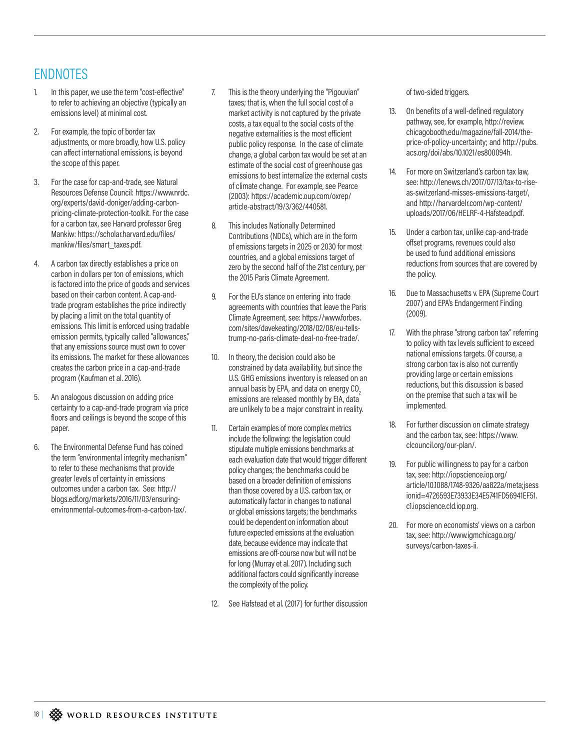## ENDNOTES

1. In this paper, we use the term "cost-effective" to refer to achieving an objective (typically an emissions level) at minimal cost.

2. For example, the topic of border tax adjustments, or more broadly, how U.S. policy can affect international emissions, is beyond the scope of this paper.

3. For the case for cap-and-trade, see Natural Resources Defense Council: https://www.nrdc.org/experts/david-doniger/adding-carbon-pricing-climate-protection-toolkit. For the case for a carbon tax, see Harvard professor Greg Mankiw: https://scholar.harvard.edu/files/mankiw/files/smart_taxes.pdf.

4. A carbon tax directly establishes a price on carbon in dollars per ton of emissions, which is factored into the price of goods and services based on their carbon content. A cap-and-trade program establishes the price indirectly by placing a limit on the total quantity of emissions. This limit is enforced using tradable emission permits, typically called "allowances," that any emissions source must own to cover its emissions. The market for these allowances creates the carbon price in a cap-and-trade program (Kaufman et al. 2016).

5. An analogous discussion on adding price certainty to a cap-and-trade program via price floors and ceilings is beyond the scope of this paper.

6. The Environmental Defense Fund has coined the term "environmental integrity mechanism" to refer to these mechanisms that provide greater levels of certainty in emissions outcomes under a carbon tax. See: http://blogs.edf.org/markets/2016/11/03/ensuring-environmental-outcomes-from-a-carbon-tax/.

7. This is the theory underlying the "Pigouvian" taxes; that is, when the full social cost of a market activity is not captured by the private costs, a tax equal to the social costs of the negative externalities is the most efficient public policy response. In the case of climate change, a global carbon tax would be set at an estimate of the social cost of greenhouse gas emissions to best internalize the external costs of climate change. For example, see Pearce (2003): https://academic.oup.com/oxrep/article-abstract/19/3/362/440581.

8. This includes Nationally Determined Contributions (NDCs), which are in the form of emissions targets in 2025 or 2030 for most countries, and a global emissions target of zero by the second half of the 21st century, per the 2015 Paris Climate Agreement.

9. For the EU's stance on entering into trade agreements with countries that leave the Paris Climate Agreement, see: https://www.forbes.com/sites/davekeating/2018/02/08/eu-tells-trump-no-paris-climate-deal-no-free-trade/.

10. In theory, the decision could also be constrained by data availability, but since the U.S. GHG emissions inventory is released on an annual basis by EPA, and data on energy $CO_2$ emissions are released monthly by EIA, data are unlikely to be a major constraint in reality.

11. Certain examples of more complex metrics include the following: the legislation could stipulate multiple emissions benchmarks at each evaluation date that would trigger different policy changes; the benchmarks could be based on a broader definition of emissions than those covered by a U.S. carbon tax, or automatically factor in changes to national or global emissions targets; the benchmarks could be dependent on information about future expected emissions at the evaluation date, because evidence may indicate that emissions are off-course now but will not be for long (Murray et al. 2017). Including such additional factors could significantly increase the complexity of the policy.

12. See Hafstead et al. (2017) for further discussion of two-sided triggers.

13. On benefits of a well-defined regulatory pathway, see, for example, http://review.chicagobooth.edu/magazine/fall-2014/the-price-of-policy-uncertainty; and http://pubs.acs.org/doi/abs/10.1021/es800094h.

14. For more on Switzerland's carbon tax law, see: http://lenews.ch/2017/07/13/tax-to-rise-as-switzerland-misses-emissions-target/, and http://harvardelr.com/wp-content/uploads/2017/06/HELRF-4-Hafstead.pdf.

15. Under a carbon tax, unlike cap-and-trade offset programs, revenues could also be used to fund additional emissions reductions from sources that are covered by the policy.

16. Due to Massachusetts v. EPA (Supreme Court 2007) and EPA's Endangerment Finding (2009).

17. With the phrase "strong carbon tax" referring to policy with tax levels sufficient to exceed national emissions targets. Of course, a strong carbon tax is also not currently providing large or certain emissions reductions, but this discussion is based on the premise that such a tax will be implemented.

18. For further discussion on climate strategy and the carbon tax, see: https://www.clcouncil.org/our-plan/.

19. For public willingness to pay for a carbon tax, see: http://iopscience.iop.org/article/10.1088/1748-9326/aa822a/meta;jsessionid=4726593E73933E34E5741FD56941EF51.c1.iopscience.cld.iop.org.

20. For more on economists' views on a carbon tax, see: http://www.igmchicago.org/surveys/carbon-taxes-ii.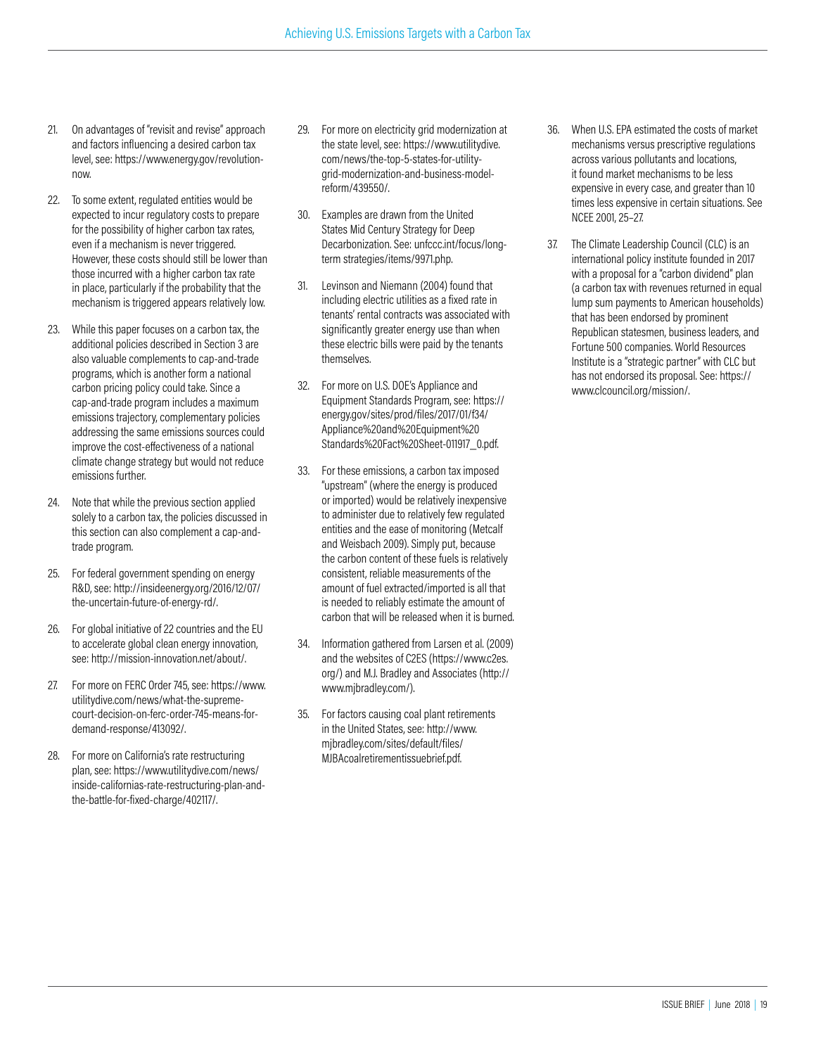21. On advantages of "revisit and revise" approach and factors influencing a desired carbon tax level, see: https://www.energy.gov/revolution-now.

22. To some extent, regulated entities would be expected to incur regulatory costs to prepare for the possibility of higher carbon tax rates, even if a mechanism is never triggered. However, these costs should still be lower than those incurred with a higher carbon tax rate in place, particularly if the probability that the mechanism is triggered appears relatively low.

23. While this paper focuses on a carbon tax, the additional policies described in Section 3 are also valuable complements to cap-and-trade programs, which is another form a national carbon pricing policy could take. Since a cap-and-trade program includes a maximum emissions trajectory, complementary policies addressing the same emissions sources could improve the cost-effectiveness of a national climate change strategy but would not reduce emissions further.

24. Note that while the previous section applied solely to a carbon tax, the policies discussed in this section can also complement a cap-and-trade program.

25. For federal government spending on energy R&D, see: http://insideenergy.org/2016/12/07/the-uncertain-future-of-energy-rd/.

26. For global initiative of 22 countries and the EU to accelerate global clean energy innovation, see: http://mission-innovation.net/about/.

27. For more on FERC Order 745, see: https://www.utilitydive.com/news/what-the-supreme-court-decision-on-ferc-order-745-means-for-demand-response/413092/.

28. For more on California's rate restructuring plan, see: https://www.utilitydive.com/news/inside-californias-rate-restructuring-plan-and-the-battle-for-fixed-charge/402117/.

29. For more on electricity grid modernization at the state level, see: https://www.utilitydive.com/news/the-top-5-states-for-utility-grid-modernization-and-business-model-reform/439550/.

30. Examples are drawn from the United States Mid Century Strategy for Deep Decarbonization. See: unfccc.int/focus/long-term strategies/items/9971.php.

31. Levinson and Niemann (2004) found that including electric utilities as a fixed rate in tenants' rental contracts was associated with significantly greater energy use than when these electric bills were paid by the tenants themselves.

32. For more on U.S. DOE's Appliance and Equipment Standards Program, see: https://energy.gov/sites/prod/files/2017/01/f34/Appliance%20and%20Equipment%20Standards%20Fact%20Sheet-011917_0.pdf.

33. For these emissions, a carbon tax imposed "upstream" (where the energy is produced or imported) would be relatively inexpensive to administer due to relatively few regulated entities and the ease of monitoring (Metcalf and Weisbach 2009). Simply put, because the carbon content of these fuels is relatively consistent, reliable measurements of the amount of fuel extracted/imported is all that is needed to reliably estimate the amount of carbon that will be released when it is burned.

34. Information gathered from Larsen et al. (2009) and the websites of C2ES (https://www.c2es.org/) and M.J. Bradley and Associates (http://www.mjbradley.com/).

35. For factors causing coal plant retirements in the United States, see: http://www.mjbradley.com/sites/default/files/MJBAcoalretirementissuebrief.pdf.

36. When U.S. EPA estimated the costs of market mechanisms versus prescriptive regulations across various pollutants and locations, it found market mechanisms to be less expensive in every case, and greater than 10 times less expensive in certain situations. See NCEE 2001, 25–27.

37. The Climate Leadership Council (CLC) is an international policy institute founded in 2017 with a proposal for a "carbon dividend" plan (a carbon tax with revenues returned in equal lump sum payments to American households) that has been endorsed by prominent Republican statesmen, business leaders, and Fortune 500 companies. World Resources Institute is a "strategic partner" with CLC but has not endorsed its proposal. See: https://www.clcouncil.org/mission/.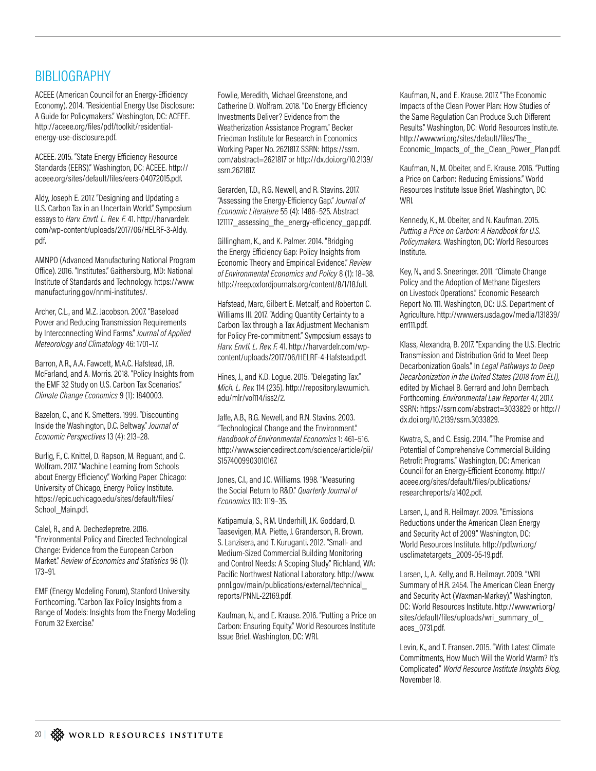# BIBLIOGRAPHY

ACEEE (American Council for an Energy-Efficiency Economy). 2014. "Residential Energy Use Disclosure: A Guide for Policymakers." Washington, DC: ACEEE. http://aceee.org/files/pdf/toolkit/residential-energy-use-disclosure.pdf.

ACEEE. 2015. "State Energy Efficiency Resource Standards (EERS)." Washington, DC: ACEEE. http://aceee.org/sites/default/files/eers-04072015.pdf.

Aldy, Joseph E. 2017. "Designing and Updating a U.S. Carbon Tax in an Uncertain World." Symposium essays to *Harv. Envtl. L. Rev. F.* 41. http://harvardelr.com/wp-content/uploads/2017/06/HELRF-3-Aldy.pdf.

AMNPO (Advanced Manufacturing National Program Office). 2016. "Institutes." Gaithersburg, MD: National Institute of Standards and Technology. https://www.manufacturing.gov/nnmi-institutes/.

Archer, C.L., and M.Z. Jacobson. 2007. "Baseload Power and Reducing Transmission Requirements by Interconnecting Wind Farms." *Journal of Applied Meteorology and Climatology* 46: 1701–17.

Barron, A.R., A.A. Fawcett, M.A.C. Hafstead, J.R. McFarland, and A. Morris. 2018. "Policy Insights from the EMF 32 Study on U.S. Carbon Tax Scenarios." *Climate Change Economics* 9 (1): 1840003.

Bazelon, C., and K. Smetters. 1999. "Discounting Inside the Washington, D.C. Beltway." *Journal of Economic Perspectives* 13 (4): 213–28.

Burlig, F., C. Knittel, D. Rapson, M. Reguant, and C. Wolfram. 2017. "Machine Learning from Schools about Energy Efficiency." Working Paper. Chicago: University of Chicago, Energy Policy Institute. https://epic.uchicago.edu/sites/default/files/School_Main.pdf.

Calel, R., and A. Dechezlepretre. 2016. "Environmental Policy and Directed Technological Change: Evidence from the European Carbon Market." *Review of Economics and Statistics* 98 (1): 173–91.

EMF (Energy Modeling Forum), Stanford University. Forthcoming. "Carbon Tax Policy Insights from a Range of Models: Insights from the Energy Modeling Forum 32 Exercise."

Fowlie, Meredith, Michael Greenstone, and Catherine D. Wolfram. 2018. "Do Energy Efficiency Investments Deliver? Evidence from the Weatherization Assistance Program." Becker Friedman Institute for Research in Economics Working Paper No. 2621817. SSRN: https://ssrn.com/abstract=2621817 or http://dx.doi.org/10.2139/ssrn.2621817.

Gerarden, T.D., R.G. Newell, and R. Stavins. 2017. "Assessing the Energy-Efficiency Gap." *Journal of Economic Literature* 55 (4): 1486–525. Abstract 121117_assessing_the_energy-efficiency_gap.pdf.

Gillingham, K., and K. Palmer. 2014. "Bridging the Energy Efficiency Gap: Policy Insights from Economic Theory and Empirical Evidence." *Review of Environmental Economics and Policy* 8 (1): 18–38. http://reep.oxfordjournals.org/content/8/1/18.full.

Hafstead, Marc, Gilbert E. Metcalf, and Roberton C. Williams III. 2017. "Adding Quantity Certainty to a Carbon Tax through a Tax Adjustment Mechanism for Policy Pre-commitment." Symposium essays to *Harv. Envtl. L. Rev. F.* 41. http://harvardelr.com/wp-content/uploads/2017/06/HELRF-4-Hafstead.pdf.

Hines, J., and K.D. Logue. 2015. "Delegating Tax." *Mich. L. Rev.* 114 (235). http://repository.law.umich.edu/mlr/vol114/iss2/2.

Jaffe, A.B., R.G. Newell, and R.N. Stavins. 2003. "Technological Change and the Environment." *Handbook of Environmental Economics* 1: 461–516. http://www.sciencedirect.com/science/article/pii/S1574009903010167.

Jones, C.I., and J.C. Williams. 1998. "Measuring the Social Return to R&D." *Quarterly Journal of Economics* 113: 1119–35.

Katipamula, S., R.M. Underhill, J.K. Goddard, D. Taasevigen, M.A. Piette, J. Granderson, R. Brown, S. Lanzisera, and T. Kuruganti. 2012. "Small- and Medium-Sized Commercial Building Monitoring and Control Needs: A Scoping Study." Richland, WA: Pacific Northwest National Laboratory. http://www.pnnl.gov/main/publications/external/technical_reports/PNNL-22169.pdf.

Kaufman, N., and E. Krause. 2016. "Putting a Price on Carbon: Ensuring Equity." World Resources Institute Issue Brief. Washington, DC: WRI.

Kaufman, N., and E. Krause. 2017. "The Economic Impacts of the Clean Power Plan: How Studies of the Same Regulation Can Produce Such Different Results." Washington, DC: World Resources Institute. http://www.wri.org/sites/default/files/The_Economic_Impacts_of_the_Clean_Power_Plan.pdf.

Kaufman, N., M. Obeiter, and E. Krause. 2016. "Putting a Price on Carbon: Reducing Emissions." World Resources Institute Issue Brief. Washington, DC: WRI.

Kennedy, K., M. Obeiter, and N. Kaufman. 2015. *Putting a Price on Carbon: A Handbook for U.S. Policymakers.* Washington, DC: World Resources Institute.

Key, N., and S. Sneeringer. 2011. "Climate Change Policy and the Adoption of Methane Digesters on Livestock Operations." Economic Research Report No. 111. Washington, DC: U.S. Department of Agriculture. http://www.ers.usda.gov/media/131839/err111.pdf.

Klass, Alexandra, B. 2017. "Expanding the U.S. Electric Transmission and Distribution Grid to Meet Deep Decarbonization Goals." In *Legal Pathways to Deep Decarbonization in the United States (2018 from ELI),* edited by Michael B. Gerrard and John Dernbach. Forthcoming. *Environmental Law Reporter* 47, 2017. SSRN: https://ssrn.com/abstract=3033829 or http://dx.doi.org/10.2139/ssrn.3033829.

Kwatra, S., and C. Essig. 2014. "The Promise and Potential of Comprehensive Commercial Building Retrofit Programs." Washington, DC: American Council for an Energy-Efficient Economy. http://aceee.org/sites/default/files/publications/researchreports/a1402.pdf.

Larsen, J., and R. Heilmayr. 2009. "Emissions Reductions under the American Clean Energy and Security Act of 2009." Washington, DC: World Resources Institute. http://pdf.wri.org/usclimatetargets_2009-05-19.pdf.

Larsen, J., A. Kelly, and R. Heilmayr. 2009. "WRI Summary of H.R. 2454. The American Clean Energy and Security Act (Waxman-Markey)." Washington, DC: World Resources Institute. http://www.wri.org/sites/default/files/uploads/wri_summary_of_aces_0731.pdf.

Levin, K., and T. Fransen. 2015. "With Latest Climate Commitments, How Much Will the World Warm? It's Complicated." *World Resource Institute Insights Blog,* November 18.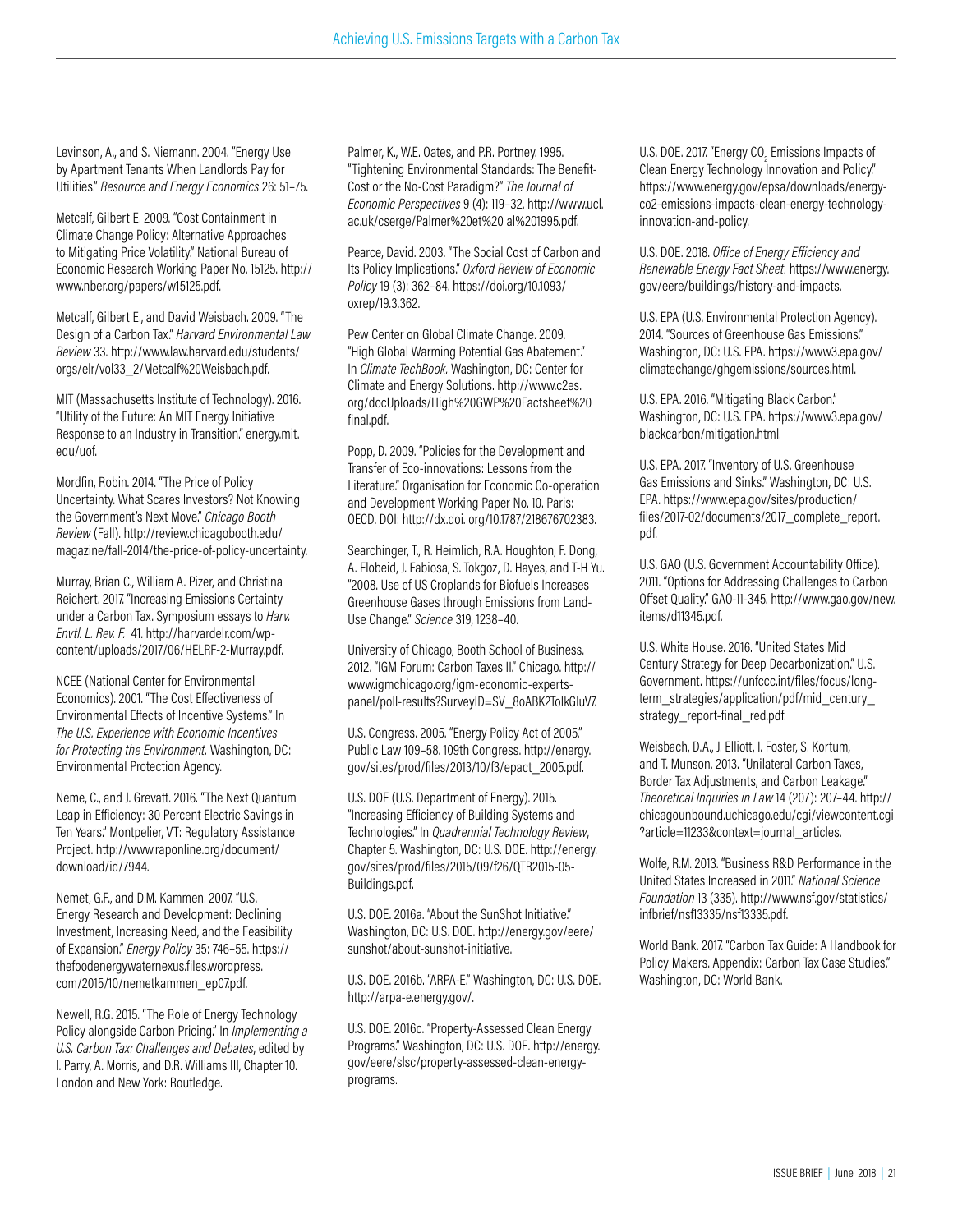Levinson, A., and S. Niemann. 2004. "Energy Use by Apartment Tenants When Landlords Pay for Utilities." *Resource and Energy Economics* 26: 51–75.

Metcalf, Gilbert E. 2009. "Cost Containment in Climate Change Policy: Alternative Approaches to Mitigating Price Volatility." National Bureau of Economic Research Working Paper No. 15125. http://www.nber.org/papers/w15125.pdf.

Metcalf, Gilbert E., and David Weisbach. 2009. "The Design of a Carbon Tax." *Harvard Environmental Law Review* 33. http://www.law.harvard.edu/students/orgs/elr/vol33_2/Metcalf%20Weisbach.pdf.

MIT (Massachusetts Institute of Technology). 2016. "Utility of the Future: An MIT Energy Initiative Response to an Industry in Transition." energy.mit.edu/uof.

Mordfin, Robin. 2014. "The Price of Policy Uncertainty. What Scares Investors? Not Knowing the Government's Next Move." *Chicago Booth Review* (Fall). http://review.chicagobooth.edu/magazine/fall-2014/the-price-of-policy-uncertainty.

Murray, Brian C., William A. Pizer, and Christina Reichert. 2017. "Increasing Emissions Certainty under a Carbon Tax. Symposium essays to *Harv. Envtl. L. Rev. F.* 41. http://harvardelr.com/wp-content/uploads/2017/06/HELRF-2-Murray.pdf.

NCEE (National Center for Environmental Economics). 2001. "The Cost Effectiveness of Environmental Effects of Incentive Systems." In *The U.S. Experience with Economic Incentives for Protecting the Environment*. Washington, DC: Environmental Protection Agency.

Neme, C., and J. Grevatt. 2016. "The Next Quantum Leap in Efficiency: 30 Percent Electric Savings in Ten Years." Montpelier, VT: Regulatory Assistance Project. http://www.raponline.org/document/download/id/7944.

Nemet, G.F., and D.M. Kammen. 2007. "U.S. Energy Research and Development: Declining Investment, Increasing Need, and the Feasibility of Expansion." *Energy Policy* 35: 746–55. https://thefoodenergywaternexus.files.wordpress.com/2015/10/nemetkammen_ep07.pdf.

Newell, R.G. 2015. "The Role of Energy Technology Policy alongside Carbon Pricing." In *Implementing a U.S. Carbon Tax: Challenges and Debates*, edited by I. Parry, A. Morris, and D.R. Williams III, Chapter 10. London and New York: Routledge.

Palmer, K., W.E. Oates, and P.R. Portney. 1995. "Tightening Environmental Standards: The Benefit-Cost or the No-Cost Paradigm?" *The Journal of Economic Perspectives* 9 (4): 119–32. http://www.ucl.ac.uk/cserge/Palmer%20et%20 al%201995.pdf.

Pearce, David. 2003. "The Social Cost of Carbon and Its Policy Implications." *Oxford Review of Economic Policy* 19 (3): 362–84. https://doi.org/10.1093/oxrep/19.3.362.

Pew Center on Global Climate Change. 2009. "High Global Warming Potential Gas Abatement." In *Climate TechBook*. Washington, DC: Center for Climate and Energy Solutions. http://www.c2es.org/docUploads/High%20GWP%20Factsheet%20final.pdf.

Popp, D. 2009. "Policies for the Development and Transfer of Eco-innovations: Lessons from the Literature." Organisation for Economic Co-operation and Development Working Paper No. 10. Paris: OECD. DOI: http://dx.doi. org/10.1787/218676702383.

Searchinger, T., R. Heimlich, R.A. Houghton, F. Dong, A. Elobeid, J. Fabiosa, S. Tokgoz, D. Hayes, and T-H Yu. "2008. Use of US Croplands for Biofuels Increases Greenhouse Gases through Emissions from Land-Use Change." *Science* 319, 1238–40.

University of Chicago, Booth School of Business. 2012. "IGM Forum: Carbon Taxes II." Chicago. http://www.igmchicago.org/igm-economic-experts-panel/poll-results?SurveyID=SV_8oABK2ToIkGluV7.

U.S. Congress. 2005. "Energy Policy Act of 2005." Public Law 109–58. 109th Congress. http://energy.gov/sites/prod/files/2013/10/f3/epact_2005.pdf.

U.S. DOE (U.S. Department of Energy). 2015. "Increasing Efficiency of Building Systems and Technologies." In *Quadrennial Technology Review*, Chapter 5. Washington, DC: U.S. DOE. http://energy.gov/sites/prod/files/2015/09/f26/QTR2015-05-Buildings.pdf.

U.S. DOE. 2016a. "About the SunShot Initiative." Washington, DC: U.S. DOE. http://energy.gov/eere/sunshot/about-sunshot-initiative.

U.S. DOE. 2016b. "ARPA-E." Washington, DC: U.S. DOE. http://arpa-e.energy.gov/.

U.S. DOE. 2016c. "Property-Assessed Clean Energy Programs." Washington, DC: U.S. DOE. http://energy.gov/eere/slsc/property-assessed-clean-energy-programs.

U.S. DOE. 2017. "Energy $CO_2$ Emissions Impacts of Clean Energy Technology Innovation and Policy." https://www.energy.gov/epsa/downloads/energy-co2-emissions-impacts-clean-energy-technology-innovation-and-policy.

U.S. DOE. 2018. *Office of Energy Efficiency and Renewable Energy Fact Sheet.* https://www.energy.gov/eere/buildings/history-and-impacts.

U.S. EPA (U.S. Environmental Protection Agency). 2014. "Sources of Greenhouse Gas Emissions." Washington, DC: U.S. EPA. https://www3.epa.gov/climatechange/ghgemissions/sources.html.

U.S. EPA. 2016. "Mitigating Black Carbon." Washington, DC: U.S. EPA. https://www3.epa.gov/blackcarbon/mitigation.html.

U.S. EPA. 2017. "Inventory of U.S. Greenhouse Gas Emissions and Sinks." Washington, DC: U.S. EPA. https://www.epa.gov/sites/production/files/2017-02/documents/2017_complete_report.pdf.

U.S. GAO (U.S. Government Accountability Office). 2011. "Options for Addressing Challenges to Carbon Offset Quality." GAO-11-345. http://www.gao.gov/new.items/d11345.pdf.

U.S. White House. 2016. "United States Mid Century Strategy for Deep Decarbonization." U.S. Government. https://unfccc.int/files/focus/long-term_strategies/application/pdf/mid_century_strategy_report-final_red.pdf.

Weisbach, D.A., J. Elliott, I. Foster, S. Kortum, and T. Munson. 2013. "Unilateral Carbon Taxes, Border Tax Adjustments, and Carbon Leakage." *Theoretical Inquiries in Law* 14 (207): 207–44. http://chicagounbound.uchicago.edu/cgi/viewcontent.cgi?article=11233&context=journal_articles.

Wolfe, R.M. 2013. "Business R&D Performance in the United States Increased in 2011." *National Science Foundation* 13 (335). http://www.nsf.gov/statistics/infbrief/nsf13335/nsf13335.pdf.

World Bank. 2017. "Carbon Tax Guide: A Handbook for Policy Makers. Appendix: Carbon Tax Case Studies." Washington, DC: World Bank.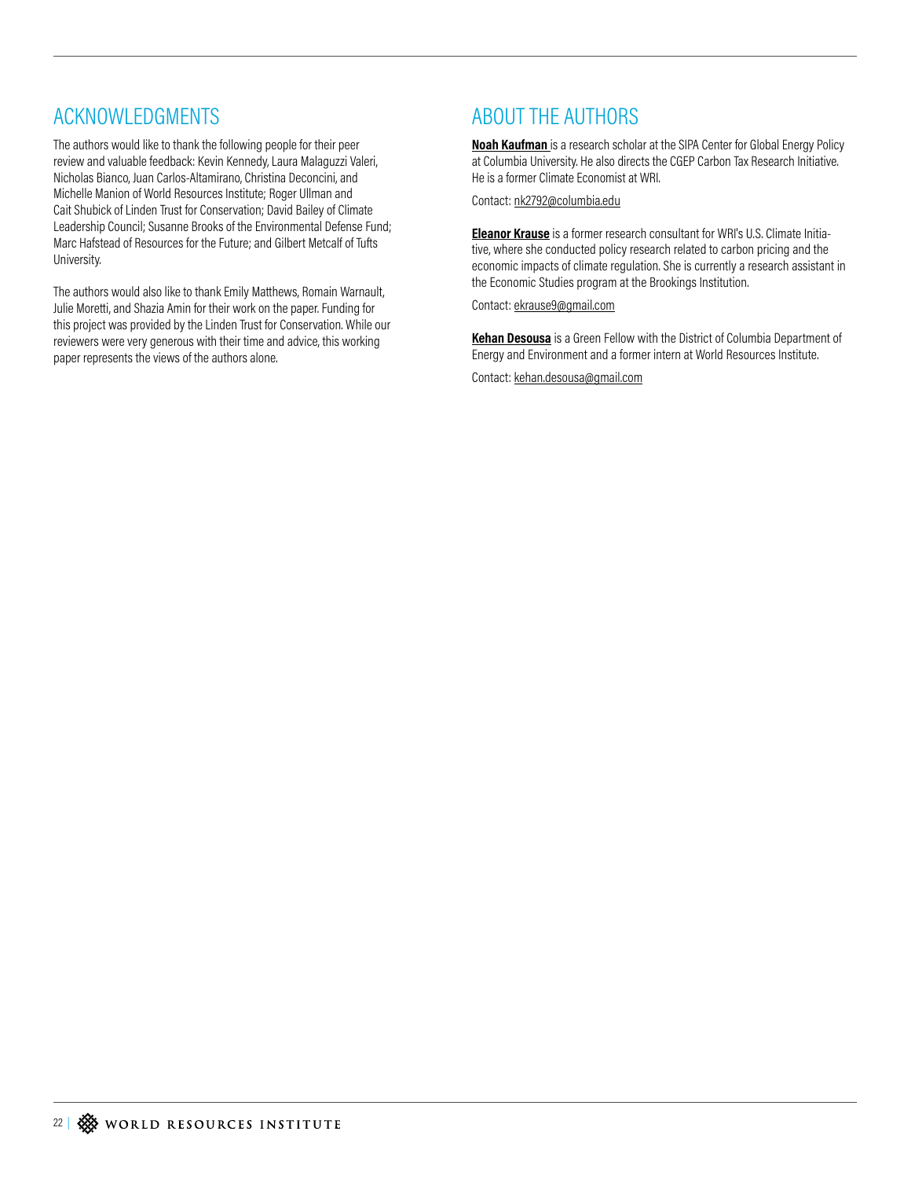## ACKNOWLEDGMENTS

The authors would like to thank the following people for their peer review and valuable feedback: Kevin Kennedy, Laura Malaguzzi Valeri, Nicholas Bianco, Juan Carlos-Altamirano, Christina Deconcini, and Michelle Manion of World Resources Institute; Roger Ullman and Cait Shubick of Linden Trust for Conservation; David Bailey of Climate Leadership Council; Susanne Brooks of the Environmental Defense Fund; Marc Hafstead of Resources for the Future; and Gilbert Metcalf of Tufts University.

The authors would also like to thank Emily Matthews, Romain Warnault, Julie Moretti, and Shazia Amin for their work on the paper. Funding for this project was provided by the Linden Trust for Conservation. While our reviewers were very generous with their time and advice, this working paper represents the views of the authors alone.

## ABOUT THE AUTHORS

**Noah Kaufman** is a research scholar at the SIPA Center for Global Energy Policy at Columbia University. He also directs the CGEP Carbon Tax Research Initiative. He is a former Climate Economist at WRI.

Contact: nk2792@columbia.edu

**Eleanor Krause** is a former research consultant for WRI's U.S. Climate Initiative, where she conducted policy research related to carbon pricing and the economic impacts of climate regulation. She is currently a research assistant in the Economic Studies program at the Brookings Institution.

Contact: ekrause9@gmail.com

**Kehan Desousa** is a Green Fellow with the District of Columbia Department of Energy and Environment and a former intern at World Resources Institute.

Contact: kehan.desousa@gmail.com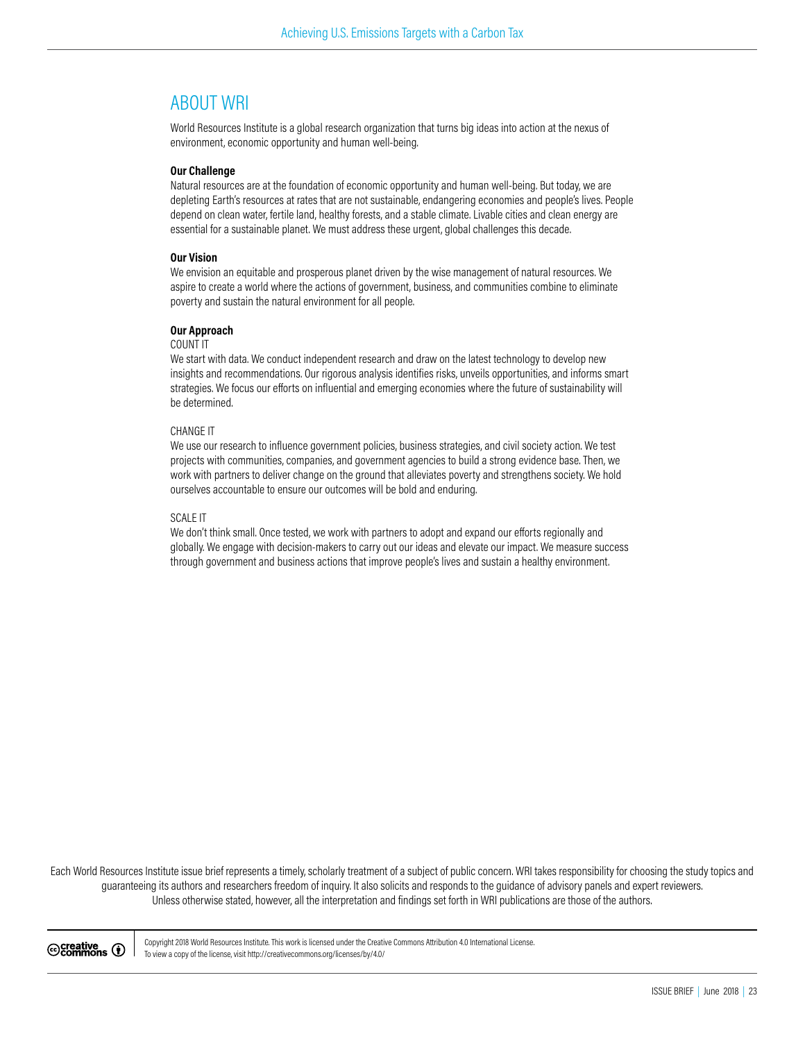## ABOUT WRI

World Resources Institute is a global research organization that turns big ideas into action at the nexus of environment, economic opportunity and human well-being.

**Our Challenge**

Natural resources are at the foundation of economic opportunity and human well-being. But today, we are depleting Earth's resources at rates that are not sustainable, endangering economies and people's lives. People depend on clean water, fertile land, healthy forests, and a stable climate. Livable cities and clean energy are essential for a sustainable planet. We must address these urgent, global challenges this decade.

**Our Vision**

We envision an equitable and prosperous planet driven by the wise management of natural resources. We aspire to create a world where the actions of government, business, and communities combine to eliminate poverty and sustain the natural environment for all people.

**Our Approach**

COUNT IT

We start with data. We conduct independent research and draw on the latest technology to develop new insights and recommendations. Our rigorous analysis identifies risks, unveils opportunities, and informs smart strategies. We focus our efforts on influential and emerging economies where the future of sustainability will be determined.

CHANGE IT

We use our research to influence government policies, business strategies, and civil society action. We test projects with communities, companies, and government agencies to build a strong evidence base. Then, we work with partners to deliver change on the ground that alleviates poverty and strengthens society. We hold ourselves accountable to ensure our outcomes will be bold and enduring.

SCALE IT

We don't think small. Once tested, we work with partners to adopt and expand our efforts regionally and globally. We engage with decision-makers to carry out our ideas and elevate our impact. We measure success through government and business actions that improve people's lives and sustain a healthy environment.

Each World Resources Institute issue brief represents a timely, scholarly treatment of a subject of public concern. WRI takes responsibility for choosing the study topics and guaranteeing its authors and researchers freedom of inquiry. It also solicits and responds to the guidance of advisory panels and expert reviewers. Unless otherwise stated, however, all the interpretation and findings set forth in WRI publications are those of the authors.

Copyright 2018 World Resources Institute. This work is licensed under the Creative Commons Attribution 4.0 International License. To view a copy of the license, visit http://creativecommons.org/licenses/by/4.0/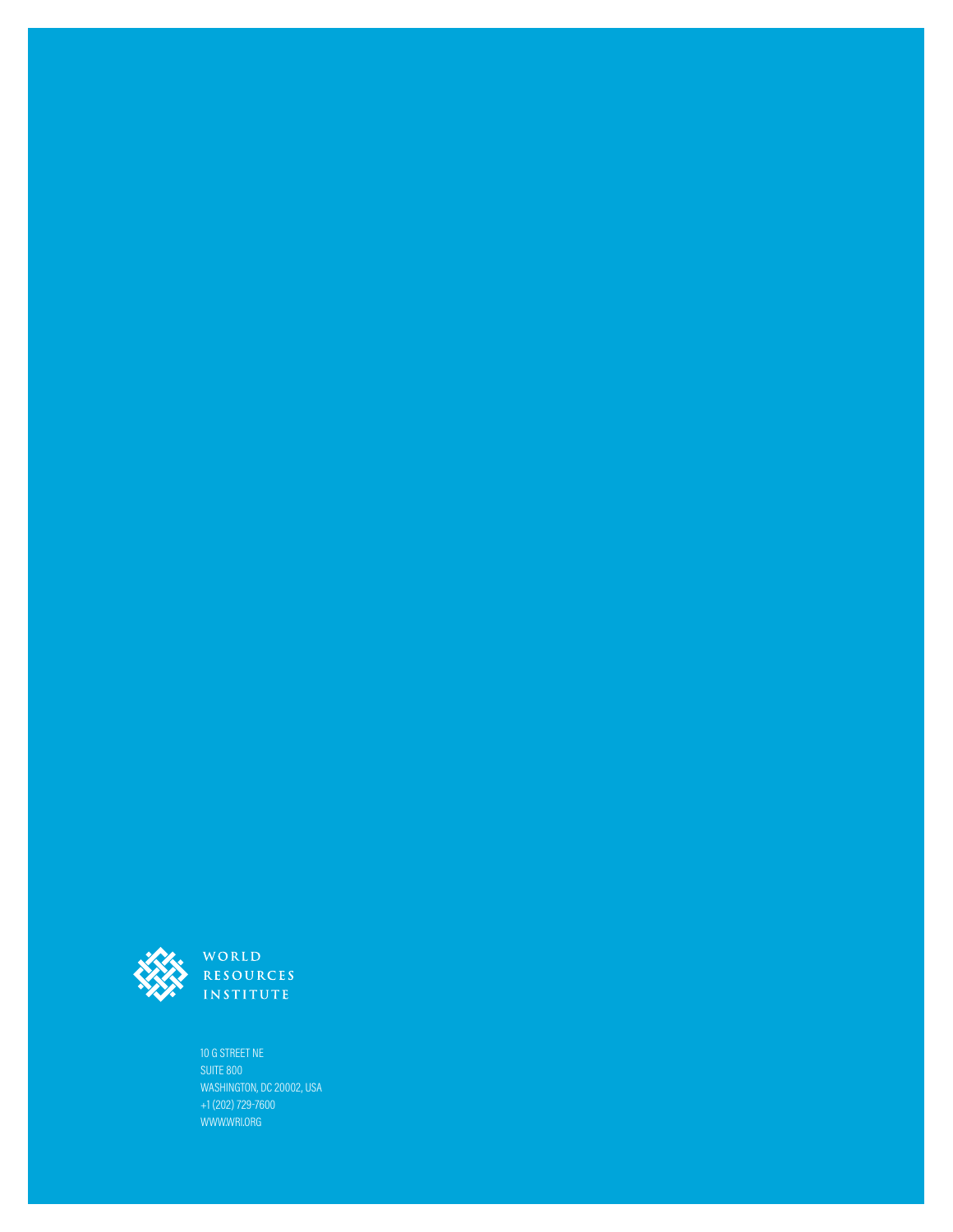WORLD
RESOURCES
INSTITUTE

10 G STREET NE
SUITE 800
WASHINGTON, DC 20002, USA
+1 (202) 729-7600
WWW.WRI.ORG